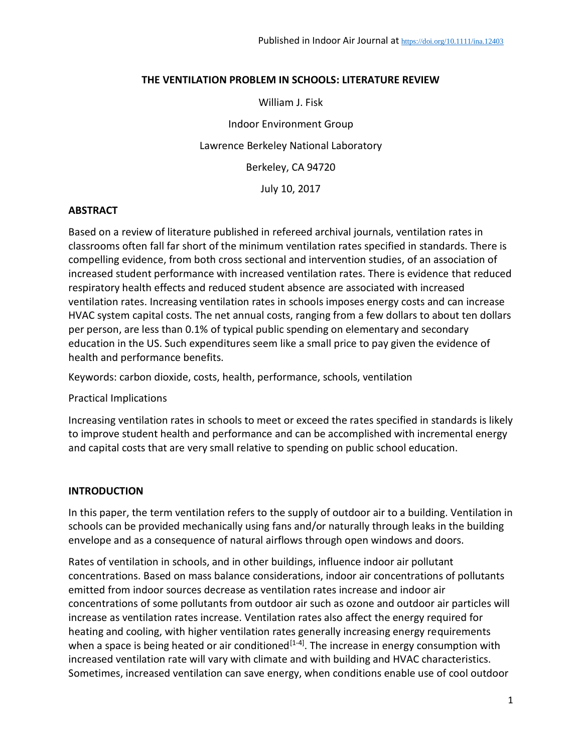Published in Indoor Air Journal at https://doi.org/10.1111/ina.12403

# THE VENTILATION PROBLEM IN SCHOOLS: LITERATURE REVIEW

William J. Fisk

Indoor Environment Group

Lawrence Berkeley National Laboratory

Berkeley, CA 94720

July 10, 2017

## ABSTRACT

Based on a review of literature published in refereed archival journals, ventilation rates in classrooms often fall far short of the minimum ventilation rates specified in standards. There is compelling evidence, from both cross sectional and intervention studies, of an association of increased student performance with increased ventilation rates. There is evidence that reduced respiratory health effects and reduced student absence are associated with increased ventilation rates. Increasing ventilation rates in schools imposes energy costs and can increase HVAC system capital costs. The net annual costs, ranging from a few dollars to about ten dollars per person, are less than 0.1% of typical public spending on elementary and secondary education in the US. Such expenditures seem like a small price to pay given the evidence of health and performance benefits.

Keywords: carbon dioxide, costs, health, performance, schools, ventilation

Practical Implications

Increasing ventilation rates in schools to meet or exceed the rates specified in standards is likely to improve student health and performance and can be accomplished with incremental energy and capital costs that are very small relative to spending on public school education.

## INTRODUCTION

In this paper, the term ventilation refers to the supply of outdoor air to a building. Ventilation in schools can be provided mechanically using fans and/or naturally through leaks in the building envelope and as a consequence of natural airflows through open windows and doors.

Rates of ventilation in schools, and in other buildings, influence indoor air pollutant concentrations. Based on mass balance considerations, indoor air concentrations of pollutants emitted from indoor sources decrease as ventilation rates increase and indoor air concentrations of some pollutants from outdoor air such as ozone and outdoor air particles will increase as ventilation rates increase. Ventilation rates also affect the energy required for heating and cooling, with higher ventilation rates generally increasing energy requirements when a space is being heated or air conditioned[1-4]. The increase in energy consumption with increased ventilation rate will vary with climate and with building and HVAC characteristics. Sometimes, increased ventilation can save energy, when conditions enable use of cool outdoor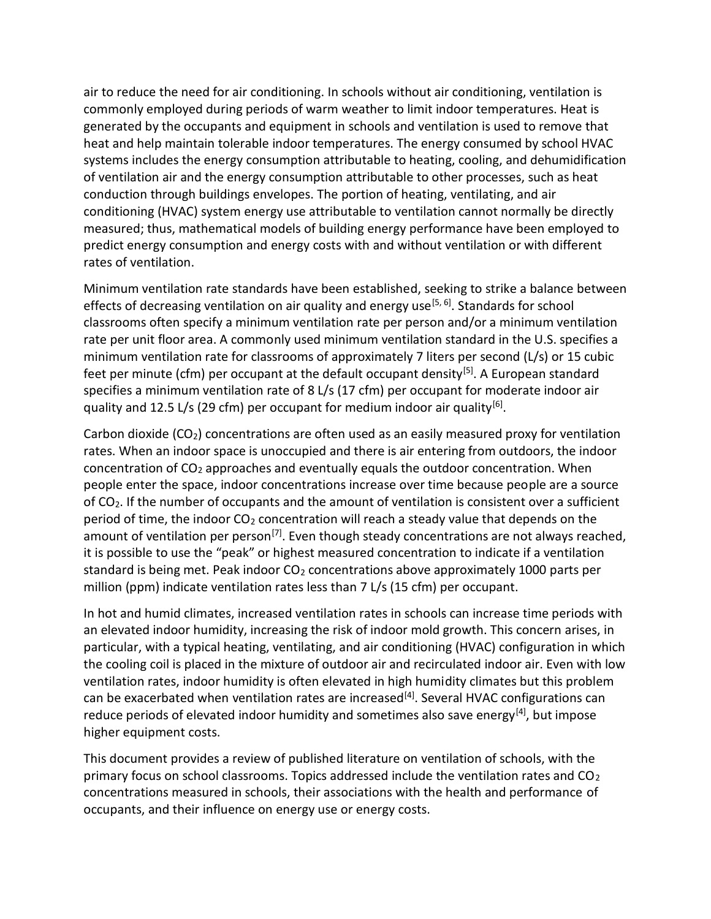air to reduce the need for air conditioning. In schools without air conditioning, ventilation is commonly employed during periods of warm weather to limit indoor temperatures. Heat is generated by the occupants and equipment in schools and ventilation is used to remove that heat and help maintain tolerable indoor temperatures. The energy consumed by school HVAC systems includes the energy consumption attributable to heating, cooling, and dehumidification of ventilation air and the energy consumption attributable to other processes, such as heat conduction through buildings envelopes. The portion of heating, ventilating, and air conditioning (HVAC) system energy use attributable to ventilation cannot normally be directly measured; thus, mathematical models of building energy performance have been employed to predict energy consumption and energy costs with and without ventilation or with different rates of ventilation.

Minimum ventilation rate standards have been established, seeking to strike a balance between effects of decreasing ventilation on air quality and energy use[5, 6]. Standards for school classrooms often specify a minimum ventilation rate per person and/or a minimum ventilation rate per unit floor area. A commonly used minimum ventilation standard in the U.S. specifies a minimum ventilation rate for classrooms of approximately 7 liters per second (L/s) or 15 cubic feet per minute (cfm) per occupant at the default occupant density[5]. A European standard specifies a minimum ventilation rate of 8 L/s (17 cfm) per occupant for moderate indoor air quality and 12.5 L/s (29 cfm) per occupant for medium indoor air quality[6].

Carbon dioxide ($CO_2$) concentrations are often used as an easily measured proxy for ventilation rates. When an indoor space is unoccupied and there is air entering from outdoors, the indoor concentration of $CO_2$ approaches and eventually equals the outdoor concentration. When people enter the space, indoor concentrations increase over time because people are a source of $CO_2$. If the number of occupants and the amount of ventilation is consistent over a sufficient period of time, the indoor $CO_2$ concentration will reach a steady value that depends on the amount of ventilation per person[7]. Even though steady concentrations are not always reached, it is possible to use the "peak" or highest measured concentration to indicate if a ventilation standard is being met. Peak indoor $CO_2$ concentrations above approximately 1000 parts per million (ppm) indicate ventilation rates less than 7 L/s (15 cfm) per occupant.

In hot and humid climates, increased ventilation rates in schools can increase time periods with an elevated indoor humidity, increasing the risk of indoor mold growth. This concern arises, in particular, with a typical heating, ventilating, and air conditioning (HVAC) configuration in which the cooling coil is placed in the mixture of outdoor air and recirculated indoor air. Even with low ventilation rates, indoor humidity is often elevated in high humidity climates but this problem can be exacerbated when ventilation rates are increased[4]. Several HVAC configurations can reduce periods of elevated indoor humidity and sometimes also save energy[4], but impose higher equipment costs.

This document provides a review of published literature on ventilation of schools, with the primary focus on school classrooms. Topics addressed include the ventilation rates and $CO_2$ concentrations measured in schools, their associations with the health and performance of occupants, and their influence on energy use or energy costs.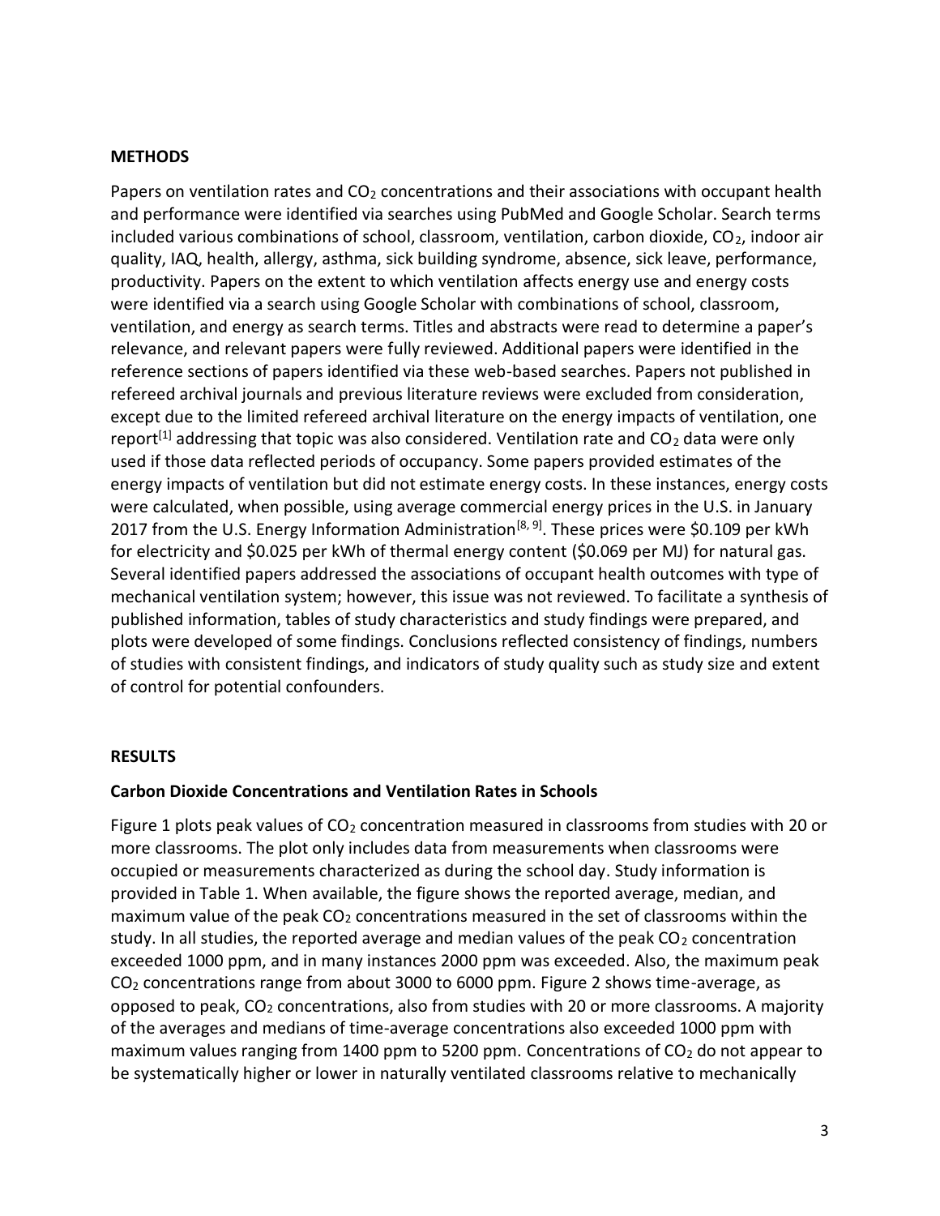## METHODS

Papers on ventilation rates and $CO_2$ concentrations and their associations with occupant health and performance were identified via searches using PubMed and Google Scholar. Search terms included various combinations of school, classroom, ventilation, carbon dioxide, $CO_2$, indoor air quality, IAQ, health, allergy, asthma, sick building syndrome, absence, sick leave, performance, productivity. Papers on the extent to which ventilation affects energy use and energy costs were identified via a search using Google Scholar with combinations of school, classroom, ventilation, and energy as search terms. Titles and abstracts were read to determine a paper's relevance, and relevant papers were fully reviewed. Additional papers were identified in the reference sections of papers identified via these web-based searches. Papers not published in refereed archival journals and previous literature reviews were excluded from consideration, except due to the limited refereed archival literature on the energy impacts of ventilation, one report[1] addressing that topic was also considered. Ventilation rate and $CO_2$ data were only used if those data reflected periods of occupancy. Some papers provided estimates of the energy impacts of ventilation but did not estimate energy costs. In these instances, energy costs were calculated, when possible, using average commercial energy prices in the U.S. in January 2017 from the U.S. Energy Information Administration[8, 9]. These prices were $0.109 per kWh for electricity and $0.025 per kWh of thermal energy content ($0.069 per MJ) for natural gas. Several identified papers addressed the associations of occupant health outcomes with type of mechanical ventilation system; however, this issue was not reviewed. To facilitate a synthesis of published information, tables of study characteristics and study findings were prepared, and plots were developed of some findings. Conclusions reflected consistency of findings, numbers of studies with consistent findings, and indicators of study quality such as study size and extent of control for potential confounders.

## RESULTS

### Carbon Dioxide Concentrations and Ventilation Rates in Schools

Figure 1 plots peak values of $CO_2$ concentration measured in classrooms from studies with 20 or more classrooms. The plot only includes data from measurements when classrooms were occupied or measurements characterized as during the school day. Study information is provided in Table 1. When available, the figure shows the reported average, median, and maximum value of the peak $CO_2$ concentrations measured in the set of classrooms within the study. In all studies, the reported average and median values of the peak $CO_2$ concentration exceeded 1000 ppm, and in many instances 2000 ppm was exceeded. Also, the maximum peak $CO_2$ concentrations range from about 3000 to 6000 ppm. Figure 2 shows time-average, as opposed to peak, $CO_2$ concentrations, also from studies with 20 or more classrooms. A majority of the averages and medians of time-average concentrations also exceeded 1000 ppm with maximum values ranging from 1400 ppm to 5200 ppm. Concentrations of $CO_2$ do not appear to be systematically higher or lower in naturally ventilated classrooms relative to mechanically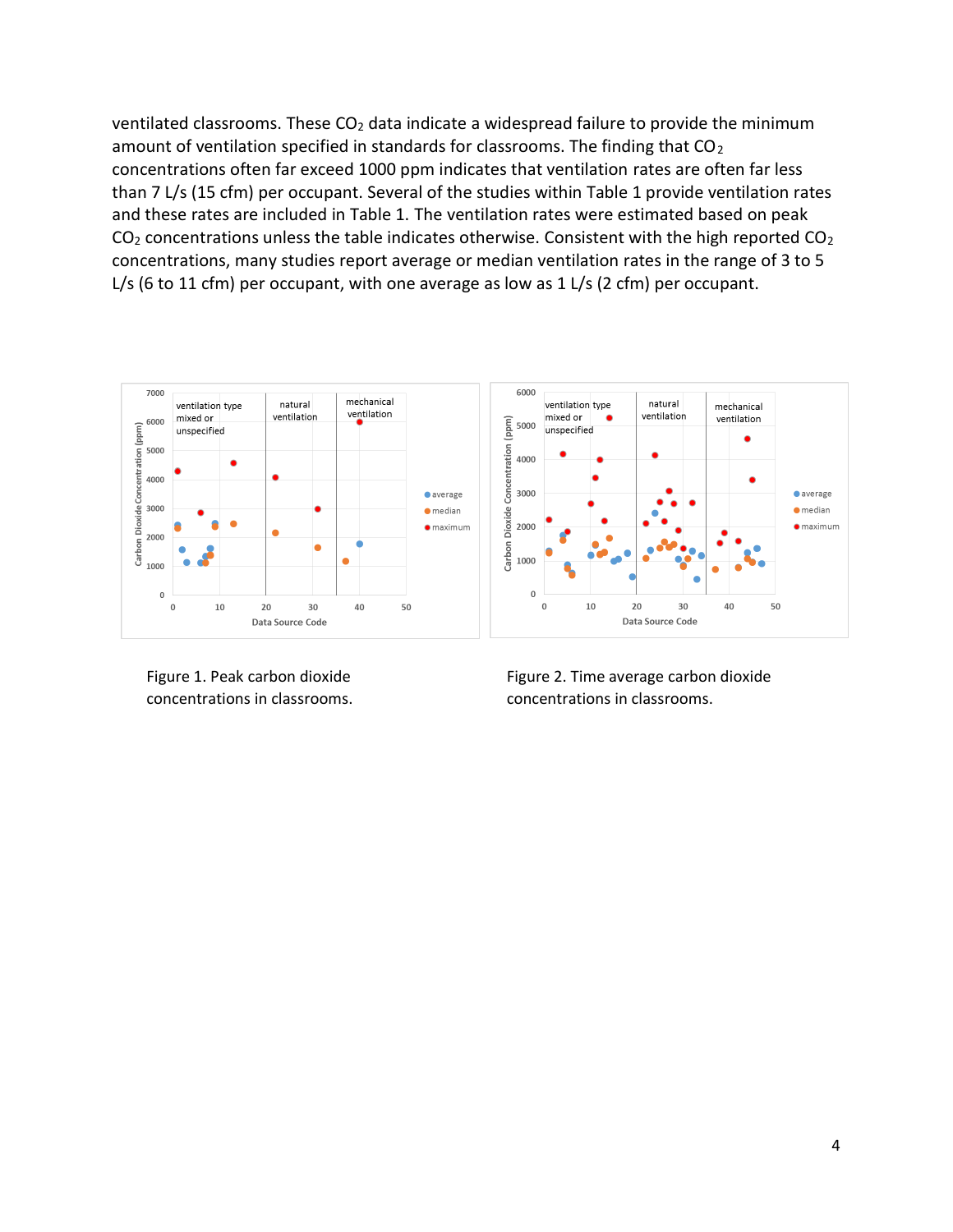ventilated classrooms. These $CO_2$ data indicate a widespread failure to provide the minimum amount of ventilation specified in standards for classrooms. The finding that $CO_2$ concentrations often far exceed 1000 ppm indicates that ventilation rates are often far less than 7 L/s (15 cfm) per occupant. Several of the studies within Table 1 provide ventilation rates and these rates are included in Table 1. The ventilation rates were estimated based on peak $CO_2$ concentrations unless the table indicates otherwise. Consistent with the high reported $CO_2$ concentrations, many studies report average or median ventilation rates in the range of 3 to 5 L/s (6 to 11 cfm) per occupant, with one average as low as 1 L/s (2 cfm) per occupant.

Figure 1. Peak carbon dioxide concentrations in classrooms.

Figure 2. Time average carbon dioxide concentrations in classrooms.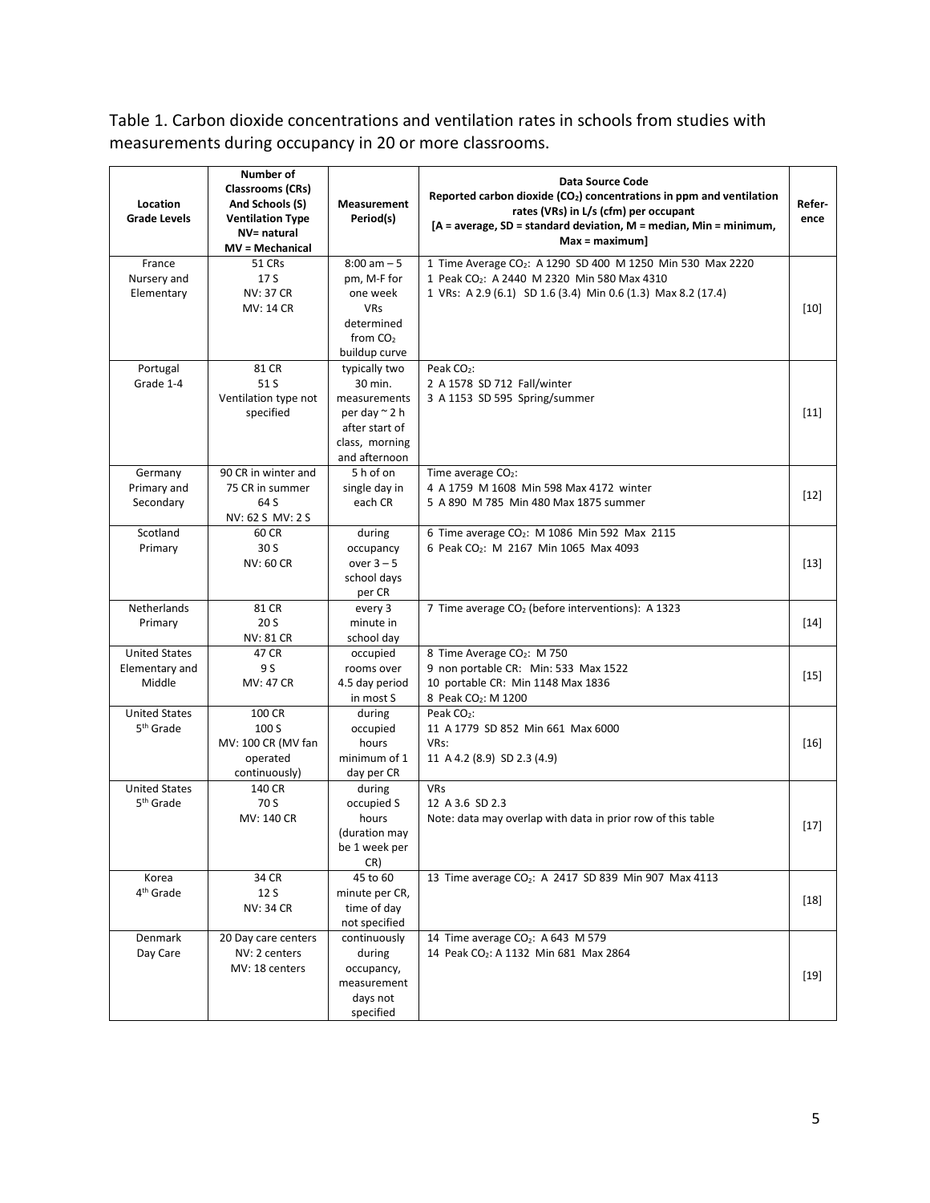Table 1. Carbon dioxide concentrations and ventilation rates in schools from studies with measurements during occupancy in 20 or more classrooms.

| Location Grade Levels | Number of Classrooms (CRs) And Schools (S) Ventilation Type NV= natural MV = Mechanical | Measurement Period(s) | Data Source Code Reported carbon dioxide ($CO_2$) concentrations in ppm and ventilation rates (VRs) in L/s (cfm) per occupant [A = average, SD = standard deviation, M = median, Min = minimum, Max = maximum] | Refer-ence |
|---|---|---|---|---|
| France Nursery and Elementary | 51 CRs 17 S NV: 37 CR MV: 14 CR | 8:00 am – 5 pm, M-F for one week VRs determined from $CO_2$ buildup curve | 1 Time Average $CO_2$: A 1290 SD 400 M 1250 Min 530 Max 2220 1 Peak $CO_2$: A 2440 M 2320 Min 580 Max 4310 1 VRs: A 2.9 (6.1) SD 1.6 (3.4) Min 0.6 (1.3) Max 8.2 (17.4) | [10] |
| Portugal Grade 1-4 | 81 CR 51 S Ventilation type not specified | typically two 30 min. measurements per day ~ 2 h after start of class, morning and afternoon | Peak $CO_2$: 2 A 1578 SD 712 Fall/winter 3 A 1153 SD 595 Spring/summer | [11] |
| Germany Primary and Secondary | 90 CR in winter and 75 CR in summer 64 S NV: 62 S MV: 2 S | 5 h of on single day in each CR | Time average $CO_2$: 4 A 1759 M 1608 Min 598 Max 4172 winter 5 A 890 M 785 Min 480 Max 1875 summer | [12] |
| Scotland Primary | 60 CR 30 S NV: 60 CR | during occupancy over 3 – 5 school days per CR | 6 Time average $CO_2$: M 1086 Min 592 Max 2115 6 Peak $CO_2$: M 2167 Min 1065 Max 4093 | [13] |
| Netherlands Primary | 81 CR 20 S NV: 81 CR | every 3 minute in school day | 7 Time average $CO_2$ (before interventions): A 1323 | [14] |
| United States Elementary and Middle | 47 CR 9 S MV: 47 CR | occupied rooms over 4.5 day period in most S | 8 Time Average $CO_2$: M 750 9 non portable CR: Min: 533 Max 1522 10 portable CR: Min 1148 Max 1836 8 Peak $CO_2$: M 1200 | [15] |
| United States 5th Grade | 100 CR 100 S MV: 100 CR (MV fan operated continuously) | during occupied hours minimum of 1 day per CR | Peak $CO_2$: 11 A 1779 SD 852 Min 661 Max 6000 VRs: 11 A 4.2 (8.9) SD 2.3 (4.9) | [16] |
| United States 5th Grade | 140 CR 70 S MV: 140 CR | during occupied S hours (duration may be 1 week per CR) | VRs 12 A 3.6 SD 2.3 Note: data may overlap with data in prior row of this table | [17] |
| Korea 4th Grade | 34 CR 12 S NV: 34 CR | 45 to 60 minute per CR, time of day not specified | 13 Time average $CO_2$: A 2417 SD 839 Min 907 Max 4113 | [18] |
| Denmark Day Care | 20 Day care centers NV: 2 centers MV: 18 centers | continuously during occupancy, measurement days not specified | 14 Time average $CO_2$: A 643 M 579 14 Peak $CO_2$: A 1132 Min 681 Max 2864 | [19] |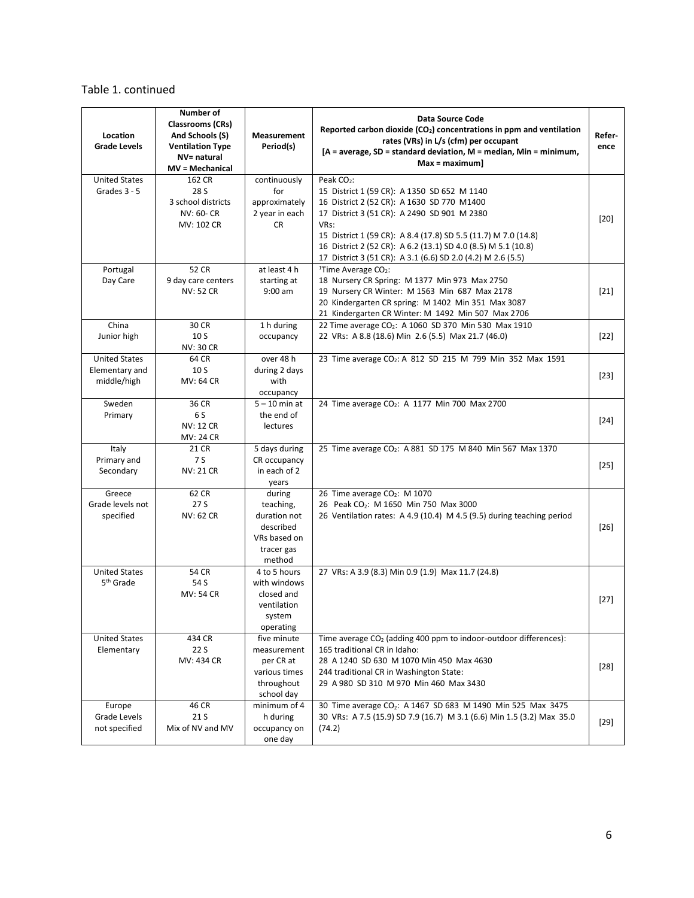Table 1. continued

| Location Grade Levels | Number of Classrooms (CRs) And Schools (S) Ventilation Type NV= natural MV = Mechanical | Measurement Period(s) | Data Source Code Reported carbon dioxide ($CO_2$) concentrations in ppm and ventilation rates (VRs) in L/s (cfm) per occupant [A = average, SD = standard deviation, M = median, Min = minimum, Max = maximum] | Reference |
|---|---|---|---|---|
| United States Grades 3 - 5 | 162 CR 28 S 3 school districts NV: 60- CR MV: 102 CR | continuously for approximately 2 year in each CR | Peak $CO_2$: 15 District 1 (59 CR): A 1350 SD 652 M 1140 16 District 2 (52 CR): A 1630 SD 770 M1400 17 District 3 (51 CR): A 2490 SD 901 M 2380 VRs: 15 District 1 (59 CR): A 8.4 (17.8) SD 5.5 (11.7) M 7.0 (14.8) 16 District 2 (52 CR): A 6.2 (13.1) SD 4.0 (8.5) M 5.1 (10.8) 17 District 3 (51 CR): A 3.1 (6.6) SD 2.0 (4.2) M 2.6 (5.5) | [20] |
| Portugal Day Care | 52 CR 9 day care centers NV: 52 CR | at least 4 h starting at 9:00 am | [1]Time Average $CO_2$: 18 Nursery CR Spring: M 1377 Min 973 Max 2750 19 Nursery CR Winter: M 1563 Min 687 Max 2178 20 Kindergarten CR spring: M 1402 Min 351 Max 3087 21 Kindergarten CR Winter: M 1492 Min 507 Max 2706 | [21] |
| China Junior high | 30 CR 10 S NV: 30 CR | 1 h during occupancy | 22 Time average $CO_2$: A 1060 SD 370 Min 530 Max 1910 22 VRs: A 8.8 (18.6) Min 2.6 (5.5) Max 21.7 (46.0) | [22] |
| United States Elementary and middle/high | 64 CR 10 S MV: 64 CR | over 48 h during 2 days with occupancy | 23 Time average $CO_2$: A 812 SD 215 M 799 Min 352 Max 1591 | [23] |
| Sweden Primary | 36 CR 6 S NV: 12 CR MV: 24 CR | 5 – 10 min at the end of lectures | 24 Time average $CO_2$: A 1177 Min 700 Max 2700 | [24] |
| Italy Primary and Secondary | 21 CR 7 S NV: 21 CR | 5 days during CR occupancy in each of 2 years | 25 Time average $CO_2$: A 881 SD 175 M 840 Min 567 Max 1370 | [25] |
| Greece Grade levels not specified | 62 CR 27 S NV: 62 CR | during teaching, duration not described VRs based on tracer gas method | 26 Time average $CO_2$: M 1070 26 Peak $CO_2$: M 1650 Min 750 Max 3000 26 Ventilation rates: A 4.9 (10.4) M 4.5 (9.5) during teaching period | [26] |
| United States 5th Grade | 54 CR 54 S MV: 54 CR | 4 to 5 hours with windows closed and ventilation system operating | 27 VRs: A 3.9 (8.3) Min 0.9 (1.9) Max 11.7 (24.8) | [27] |
| United States Elementary | 434 CR 22 S MV: 434 CR | five minute measurement per CR at various times throughout school day | Time average $CO_2$ (adding 400 ppm to indoor-outdoor differences): 165 traditional CR in Idaho: 28 A 1240 SD 630 M 1070 Min 450 Max 4630 244 traditional CR in Washington State: 29 A 980 SD 310 M 970 Min 460 Max 3430 | [28] |
| Europe Grade Levels not specified | 46 CR 21 S Mix of NV and MV | minimum of 4 h during occupancy on one day | 30 Time average $CO_2$: A 1467 SD 683 M 1490 Min 525 Max 3475 30 VRs: A 7.5 (15.9) SD 7.9 (16.7) M 3.1 (6.6) Min 1.5 (3.2) Max 35.0 (74.2) | [29] |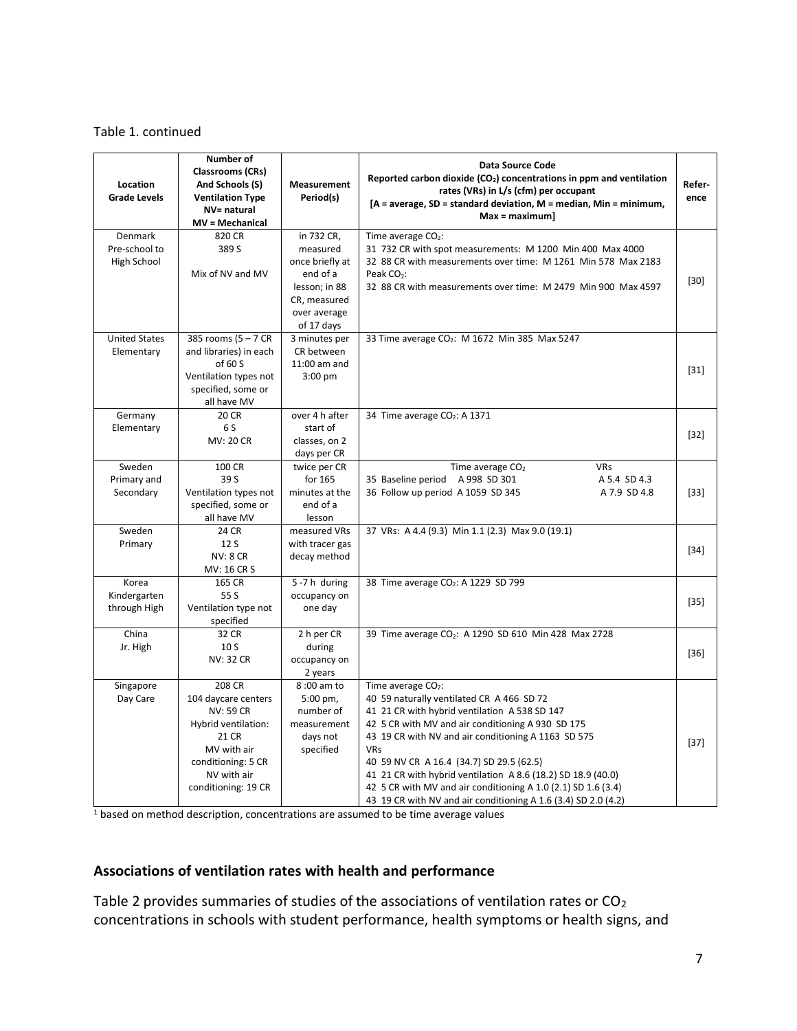Table 1. continued

| Location Grade Levels | Number of Classrooms (CRs) And Schools (S) Ventilation Type NV= natural MV = Mechanical | Measurement Period(s) | Data Source Code Reported carbon dioxide ($CO_2$) concentrations in ppm and ventilation rates (VRs) in L/s (cfm) per occupant [A = average, SD = standard deviation, M = median, Min = minimum, Max = maximum] | Reference |
|---|---|---|---|---|
| Denmark Pre-school to High School | 820 CR 389 S Mix of NV and MV | in 732 CR, measured once briefly at end of a lesson; in 88 CR, measured over average of 17 days | Time average $CO_2$:<br>31 732 CR with spot measurements: M 1200 Min 400 Max 4000<br>32 88 CR with measurements over time: M 1261 Min 578 Max 2183<br>Peak $CO_2$:<br>32 88 CR with measurements over time: M 2479 Min 900 Max 4597 | [30] |
| United States Elementary | 385 rooms (5 – 7 CR and libraries) in each of 60 S Ventilation types not specified, some or all have MV | 3 minutes per CR between 11:00 am and 3:00 pm | 33 Time average $CO_2$: M 1672 Min 385 Max 5247 | [31] |
| Germany Elementary | 20 CR 6 S MV: 20 CR | over 4 h after start of classes, on 2 days per CR | 34 Time average $CO_2$: A 1371 | [32] |
| Sweden Primary and Secondary | 100 CR 39 S Ventilation types not specified, some or all have MV | twice per CR for 165 minutes at the end of a lesson | Time average $CO_2$ / VRs<br>35 Baseline period A 998 SD 301 / A 5.4 SD 4.3<br>36 Follow up period A 1059 SD 345 / A 7.9 SD 4.8 | [33] |
| Sweden Primary | 24 CR 12 S NV: 8 CR MV: 16 CR S | measured VRs with tracer gas decay method | 37 VRs: A 4.4 (9.3) Min 1.1 (2.3) Max 9.0 (19.1) | [34] |
| Korea Kindergarten through High | 165 CR 55 S Ventilation type not specified | 5 -7 h during occupancy on one day | 38 Time average $CO_2$: A 1229 SD 799 | [35] |
| China Jr. High | 32 CR 10 S NV: 32 CR | 2 h per CR during occupancy on 2 years | 39 Time average $CO_2$: A 1290 SD 610 Min 428 Max 2728 | [36] |
| Singapore Day Care | 208 CR 104 daycare centers NV: 59 CR Hybrid ventilation: 21 CR MV with air conditioning: 5 CR NV with air conditioning: 19 CR | 8 :00 am to 5:00 pm, number of measurement days not specified | Time average $CO_2$:<br>40 59 naturally ventilated CR A 466 SD 72<br>41 21 CR with hybrid ventilation A 538 SD 147<br>42 5 CR with MV and air conditioning A 930 SD 175<br>43 19 CR with NV and air conditioning A 1163 SD 575<br>VRs<br>40 59 NV CR A 16.4 (34.7) SD 29.5 (62.5)<br>41 21 CR with hybrid ventilation A 8.6 (18.2) SD 18.9 (40.0)<br>42 5 CR with MV and air conditioning A 1.0 (2.1) SD 1.6 (3.4)<br>43 19 CR with NV and air conditioning A 1.6 (3.4) SD 2.0 (4.2) | [37] |

[1] based on method description, concentrations are assumed to be time average values

## Associations of ventilation rates with health and performance

Table 2 provides summaries of studies of the associations of ventilation rates or $CO_2$ concentrations in schools with student performance, health symptoms or health signs, and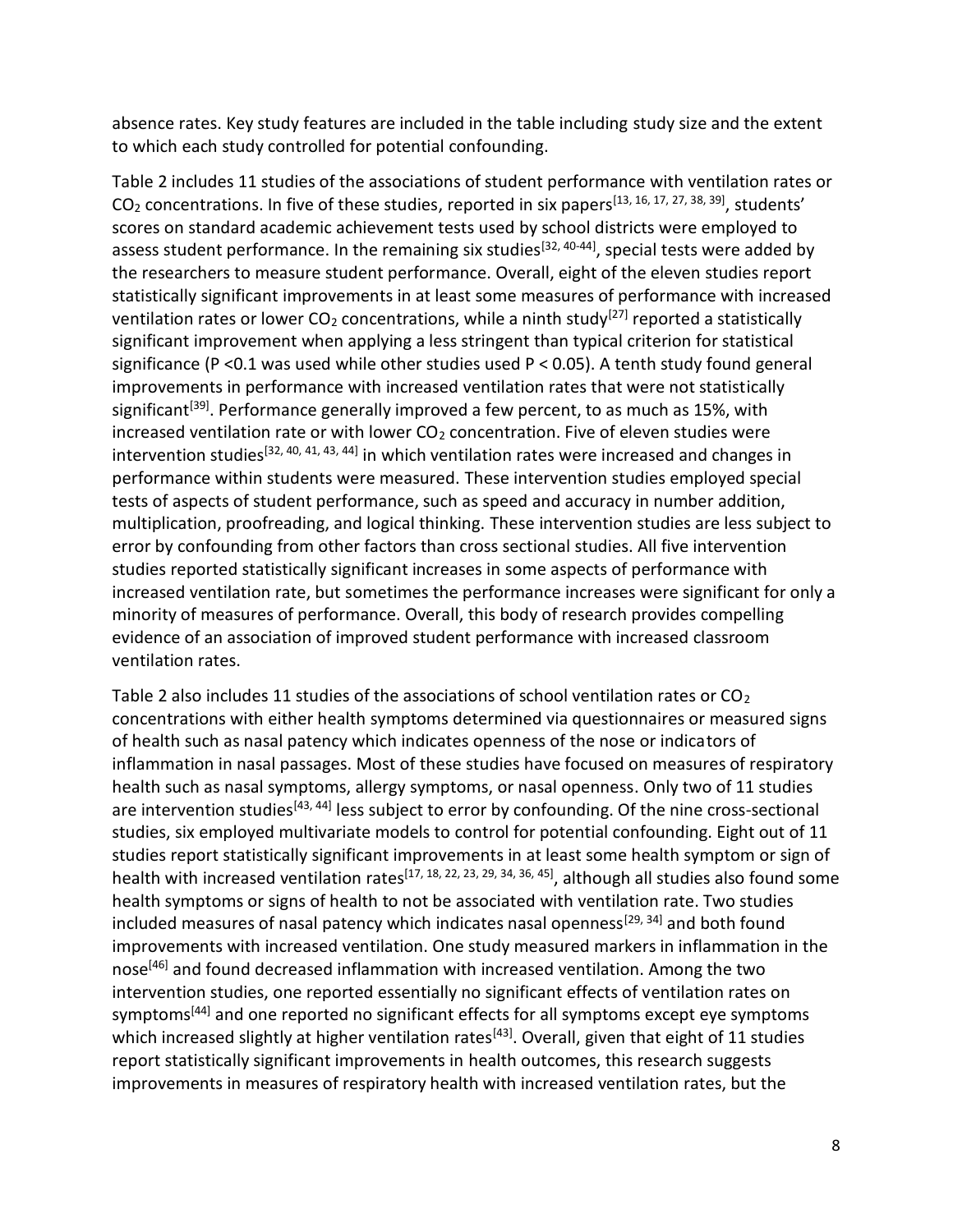absence rates. Key study features are included in the table including study size and the extent to which each study controlled for potential confounding.

Table 2 includes 11 studies of the associations of student performance with ventilation rates or $CO_2$ concentrations. In five of these studies, reported in six papers[13, 16, 17, 27, 38, 39], students' scores on standard academic achievement tests used by school districts were employed to assess student performance. In the remaining six studies[32, 40-44], special tests were added by the researchers to measure student performance. Overall, eight of the eleven studies report statistically significant improvements in at least some measures of performance with increased ventilation rates or lower $CO_2$ concentrations, while a ninth study[27] reported a statistically significant improvement when applying a less stringent than typical criterion for statistical significance (P <0.1 was used while other studies used P < 0.05). A tenth study found general improvements in performance with increased ventilation rates that were not statistically significant[39]. Performance generally improved a few percent, to as much as 15%, with increased ventilation rate or with lower $CO_2$ concentration. Five of eleven studies were intervention studies[32, 40, 41, 43, 44] in which ventilation rates were increased and changes in performance within students were measured. These intervention studies employed special tests of aspects of student performance, such as speed and accuracy in number addition, multiplication, proofreading, and logical thinking. These intervention studies are less subject to error by confounding from other factors than cross sectional studies. All five intervention studies reported statistically significant increases in some aspects of performance with increased ventilation rate, but sometimes the performance increases were significant for only a minority of measures of performance. Overall, this body of research provides compelling evidence of an association of improved student performance with increased classroom ventilation rates.

Table 2 also includes 11 studies of the associations of school ventilation rates or $CO_2$ concentrations with either health symptoms determined via questionnaires or measured signs of health such as nasal patency which indicates openness of the nose or indicators of inflammation in nasal passages. Most of these studies have focused on measures of respiratory health such as nasal symptoms, allergy symptoms, or nasal openness. Only two of 11 studies are intervention studies[43, 44] less subject to error by confounding. Of the nine cross-sectional studies, six employed multivariate models to control for potential confounding. Eight out of 11 studies report statistically significant improvements in at least some health symptom or sign of health with increased ventilation rates[17, 18, 22, 23, 29, 34, 36, 45], although all studies also found some health symptoms or signs of health to not be associated with ventilation rate. Two studies included measures of nasal patency which indicates nasal openness[29, 34] and both found improvements with increased ventilation. One study measured markers in inflammation in the nose[46] and found decreased inflammation with increased ventilation. Among the two intervention studies, one reported essentially no significant effects of ventilation rates on symptoms[44] and one reported no significant effects for all symptoms except eye symptoms which increased slightly at higher ventilation rates[43]. Overall, given that eight of 11 studies report statistically significant improvements in health outcomes, this research suggests improvements in measures of respiratory health with increased ventilation rates, but the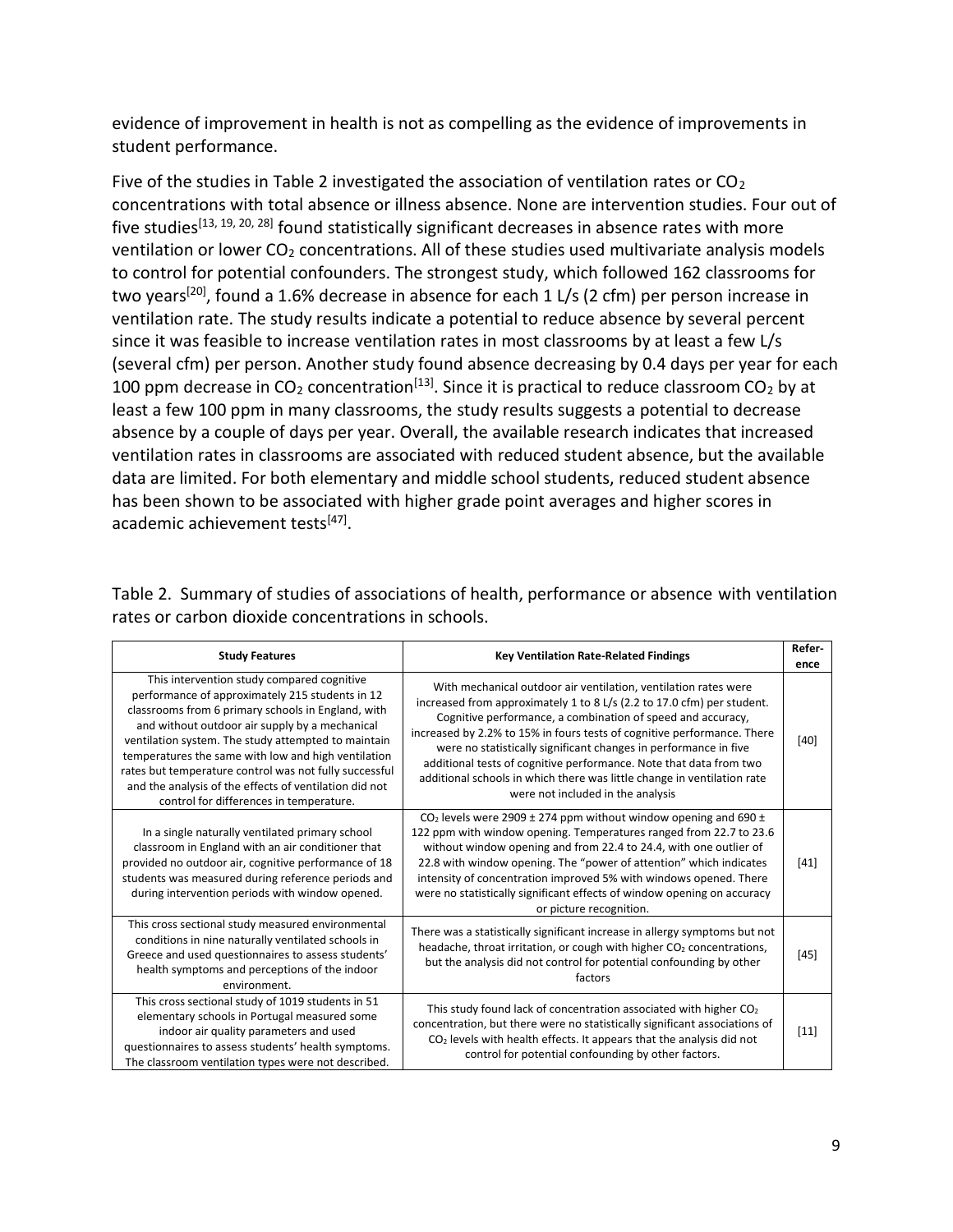evidence of improvement in health is not as compelling as the evidence of improvements in student performance.

Five of the studies in Table 2 investigated the association of ventilation rates or $CO_2$ concentrations with total absence or illness absence. None are intervention studies. Four out of five studies[13, 19, 20, 28] found statistically significant decreases in absence rates with more ventilation or lower $CO_2$ concentrations. All of these studies used multivariate analysis models to control for potential confounders. The strongest study, which followed 162 classrooms for two years[20], found a 1.6% decrease in absence for each 1 L/s (2 cfm) per person increase in ventilation rate. The study results indicate a potential to reduce absence by several percent since it was feasible to increase ventilation rates in most classrooms by at least a few L/s (several cfm) per person. Another study found absence decreasing by 0.4 days per year for each 100 ppm decrease in $CO_2$ concentration[13]. Since it is practical to reduce classroom $CO_2$ by at least a few 100 ppm in many classrooms, the study results suggests a potential to decrease absence by a couple of days per year. Overall, the available research indicates that increased ventilation rates in classrooms are associated with reduced student absence, but the available data are limited. For both elementary and middle school students, reduced student absence has been shown to be associated with higher grade point averages and higher scores in academic achievement tests[47].

Table 2. Summary of studies of associations of health, performance or absence with ventilation rates or carbon dioxide concentrations in schools.

| Study Features | Key Ventilation Rate-Related Findings | Reference |
|---|---|---|
| This intervention study compared cognitive performance of approximately 215 students in 12 classrooms from 6 primary schools in England, with and without outdoor air supply by a mechanical ventilation system. The study attempted to maintain temperatures the same with low and high ventilation rates but temperature control was not fully successful and the analysis of the effects of ventilation did not control for differences in temperature. | With mechanical outdoor air ventilation, ventilation rates were increased from approximately 1 to 8 L/s (2.2 to 17.0 cfm) per student. Cognitive performance, a combination of speed and accuracy, increased by 2.2% to 15% in fours tests of cognitive performance. There were no statistically significant changes in performance in five additional tests of cognitive performance. Note that data from two additional schools in which there was little change in ventilation rate were not included in the analysis | [40] |
| In a single naturally ventilated primary school classroom in England with an air conditioner that provided no outdoor air, cognitive performance of 18 students was measured during reference periods and during intervention periods with window opened. | $CO_2$ levels were 2909 ± 274 ppm without window opening and 690 ± 122 ppm with window opening. Temperatures ranged from 22.7 to 23.6 without window opening and from 22.4 to 24.4, with one outlier of 22.8 with window opening. The "power of attention" which indicates intensity of concentration improved 5% with windows opened. There were no statistically significant effects of window opening on accuracy or picture recognition. | [41] |
| This cross sectional study measured environmental conditions in nine naturally ventilated schools in Greece and used questionnaires to assess students' health symptoms and perceptions of the indoor environment. | There was a statistically significant increase in allergy symptoms but not headache, throat irritation, or cough with higher $CO_2$ concentrations, but the analysis did not control for potential confounding by other factors | [45] |
| This cross sectional study of 1019 students in 51 elementary schools in Portugal measured some indoor air quality parameters and used questionnaires to assess students' health symptoms. The classroom ventilation types were not described. | This study found lack of concentration associated with higher $CO_2$ concentration, but there were no statistically significant associations of $CO_2$ levels with health effects. It appears that the analysis did not control for potential confounding by other factors. | [11] |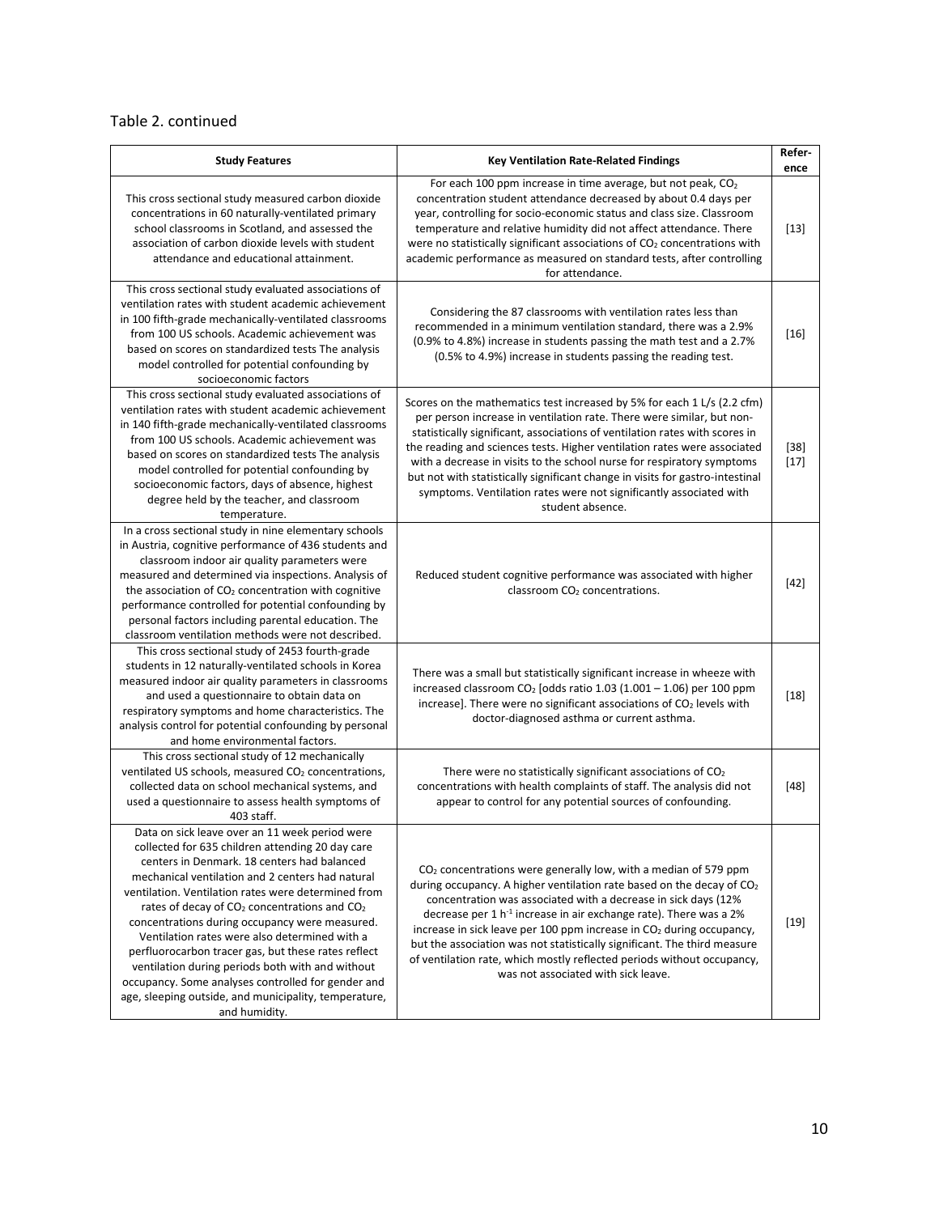Table 2. continued

| Study Features | Key Ventilation Rate-Related Findings | Reference |
|---|---|---|
| This cross sectional study measured carbon dioxide concentrations in 60 naturally-ventilated primary school classrooms in Scotland, and assessed the association of carbon dioxide levels with student attendance and educational attainment. | For each 100 ppm increase in time average, but not peak, $CO_2$ concentration student attendance decreased by about 0.4 days per year, controlling for socio-economic status and class size. Classroom temperature and relative humidity did not affect attendance. There were no statistically significant associations of $CO_2$ concentrations with academic performance as measured on standard tests, after controlling for attendance. | [13] |
| This cross sectional study evaluated associations of ventilation rates with student academic achievement in 100 fifth-grade mechanically-ventilated classrooms from 100 US schools. Academic achievement was based on scores on standardized tests The analysis model controlled for potential confounding by socioeconomic factors | Considering the 87 classrooms with ventilation rates less than recommended in a minimum ventilation standard, there was a 2.9% (0.9% to 4.8%) increase in students passing the math test and a 2.7% (0.5% to 4.9%) increase in students passing the reading test. | [16] |
| This cross sectional study evaluated associations of ventilation rates with student academic achievement in 140 fifth-grade mechanically-ventilated classrooms from 100 US schools. Academic achievement was based on scores on standardized tests The analysis model controlled for potential confounding by socioeconomic factors, days of absence, highest degree held by the teacher, and classroom temperature. | Scores on the mathematics test increased by 5% for each 1 L/s (2.2 cfm) per person increase in ventilation rate. There were similar, but non-statistically significant, associations of ventilation rates with scores in the reading and sciences tests. Higher ventilation rates were associated with a decrease in visits to the school nurse for respiratory symptoms but not with statistically significant change in visits for gastro-intestinal symptoms. Ventilation rates were not significantly associated with student absence. | [38] [17] |
| In a cross sectional study in nine elementary schools in Austria, cognitive performance of 436 students and classroom indoor air quality parameters were measured and determined via inspections. Analysis of the association of $CO_2$ concentration with cognitive performance controlled for potential confounding by personal factors including parental education. The classroom ventilation methods were not described. | Reduced student cognitive performance was associated with higher classroom $CO_2$ concentrations. | [42] |
| This cross sectional study of 2453 fourth-grade students in 12 naturally-ventilated schools in Korea measured indoor air quality parameters in classrooms and used a questionnaire to obtain data on respiratory symptoms and home characteristics. The analysis control for potential confounding by personal and home environmental factors. | There was a small but statistically significant increase in wheeze with increased classroom $CO_2$ [odds ratio 1.03 (1.001 – 1.06) per 100 ppm increase]. There were no significant associations of $CO_2$ levels with doctor-diagnosed asthma or current asthma. | [18] |
| This cross sectional study of 12 mechanically ventilated US schools, measured $CO_2$ concentrations, collected data on school mechanical systems, and used a questionnaire to assess health symptoms of 403 staff. | There were no statistically significant associations of $CO_2$ concentrations with health complaints of staff. The analysis did not appear to control for any potential sources of confounding. | [48] |
| Data on sick leave over an 11 week period were collected for 635 children attending 20 day care centers in Denmark. 18 centers had balanced mechanical ventilation and 2 centers had natural ventilation. Ventilation rates were determined from rates of decay of $CO_2$ concentrations and $CO_2$ concentrations during occupancy were measured. Ventilation rates were also determined with a perfluorocarbon tracer gas, but these rates reflect ventilation during periods both with and without occupancy. Some analyses controlled for gender and age, sleeping outside, and municipality, temperature, and humidity. | $CO_2$ concentrations were generally low, with a median of 579 ppm during occupancy. A higher ventilation rate based on the decay of $CO_2$ concentration was associated with a decrease in sick days (12% decrease per 1 $h^{-1}$ increase in air exchange rate). There was a 2% increase in sick leave per 100 ppm increase in $CO_2$ during occupancy, but the association was not statistically significant. The third measure of ventilation rate, which mostly reflected periods without occupancy, was not associated with sick leave. | [19] |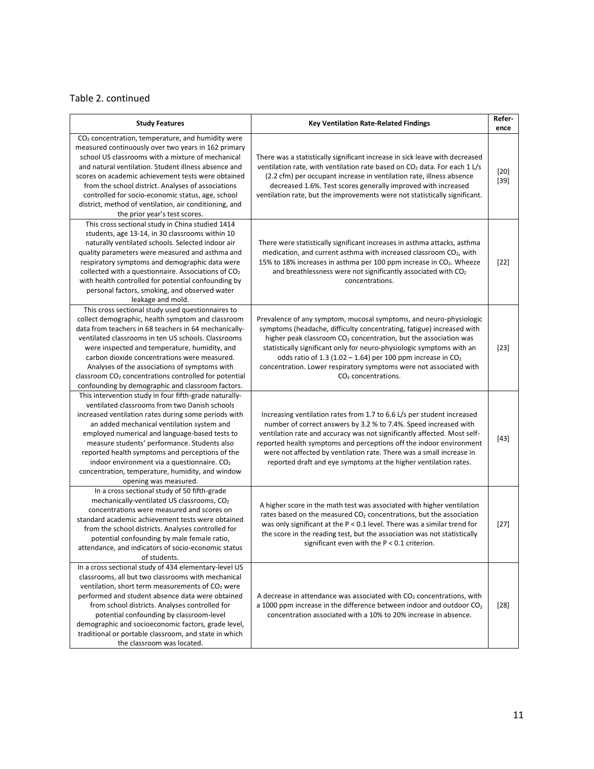Table 2. continued

| Study Features | Key Ventilation Rate-Related Findings | Reference |
|---|---|---|
| $CO_2$ concentration, temperature, and humidity were measured continuously over two years in 162 primary school US classrooms with a mixture of mechanical and natural ventilation. Student illness absence and scores on academic achievement tests were obtained from the school district. Analyses of associations controlled for socio-economic status, age, school district, method of ventilation, air conditioning, and the prior year's test scores. | There was a statistically significant increase in sick leave with decreased ventilation rate, with ventilation rate based on $CO_2$ data. For each 1 L/s (2.2 cfm) per occupant increase in ventilation rate, illness absence decreased 1.6%. Test scores generally improved with increased ventilation rate, but the improvements were not statistically significant. | [20] [39] |
| This cross sectional study in China studied 1414 students, age 13-14, in 30 classrooms within 10 naturally ventilated schools. Selected indoor air quality parameters were measured and asthma and respiratory symptoms and demographic data were collected with a questionnaire. Associations of $CO_2$ with health controlled for potential confounding by personal factors, smoking, and observed water leakage and mold. | There were statistically significant increases in asthma attacks, asthma medication, and current asthma with increased classroom $CO_2$, with 15% to 18% increases in asthma per 100 ppm increase in $CO_2$. Wheeze and breathlessness were not significantly associated with $CO_2$ concentrations. | [22] |
| This cross sectional study used questionnaires to collect demographic, health symptom and classroom data from teachers in 68 teachers in 64 mechanically-ventilated classrooms in ten US schools. Classrooms were inspected and temperature, humidity, and carbon dioxide concentrations were measured. Analyses of the associations of symptoms with classroom $CO_2$ concentrations controlled for potential confounding by demographic and classroom factors. | Prevalence of any symptom, mucosal symptoms, and neuro-physiologic symptoms (headache, difficulty concentrating, fatigue) increased with higher peak classroom $CO_2$ concentration, but the association was statistically significant only for neuro-physiologic symptoms with an odds ratio of 1.3 (1.02 – 1.64) per 100 ppm increase in $CO_2$ concentration. Lower respiratory symptoms were not associated with $CO_2$ concentrations. | [23] |
| This intervention study in four fifth-grade naturally-ventilated classrooms from two Danish schools increased ventilation rates during some periods with an added mechanical ventilation system and employed numerical and language-based tests to measure students' performance. Students also reported health symptoms and perceptions of the indoor environment via a questionnaire. $CO_2$ concentration, temperature, humidity, and window opening was measured. | Increasing ventilation rates from 1.7 to 6.6 L/s per student increased number of correct answers by 3.2 % to 7.4%. Speed increased with ventilation rate and accuracy was not significantly affected. Most self-reported health symptoms and perceptions off the indoor environment were not affected by ventilation rate. There was a small increase in reported draft and eye symptoms at the higher ventilation rates. | [43] |
| In a cross sectional study of 50 fifth-grade mechanically-ventilated US classrooms, $CO_2$ concentrations were measured and scores on standard academic achievement tests were obtained from the school districts. Analyses controlled for potential confounding by male female ratio, attendance, and indicators of socio-economic status of students. | A higher score in the math test was associated with higher ventilation rates based on the measured $CO_2$ concentrations, but the association was only significant at the $P < 0.1$ level. There was a similar trend for the score in the reading test, but the association was not statistically significant even with the $P < 0.1$ criterion. | [27] |
| In a cross sectional study of 434 elementary-level US classrooms, all but two classrooms with mechanical ventilation, short term measurements of $CO_2$ were performed and student absence data were obtained from school districts. Analyses controlled for potential confounding by classroom-level demographic and socioeconomic factors, grade level, traditional or portable classroom, and state in which the classroom was located. | A decrease in attendance was associated with $CO_2$ concentrations, with a 1000 ppm increase in the difference between indoor and outdoor $CO_2$ concentration associated with a 10% to 20% increase in absence. | [28] |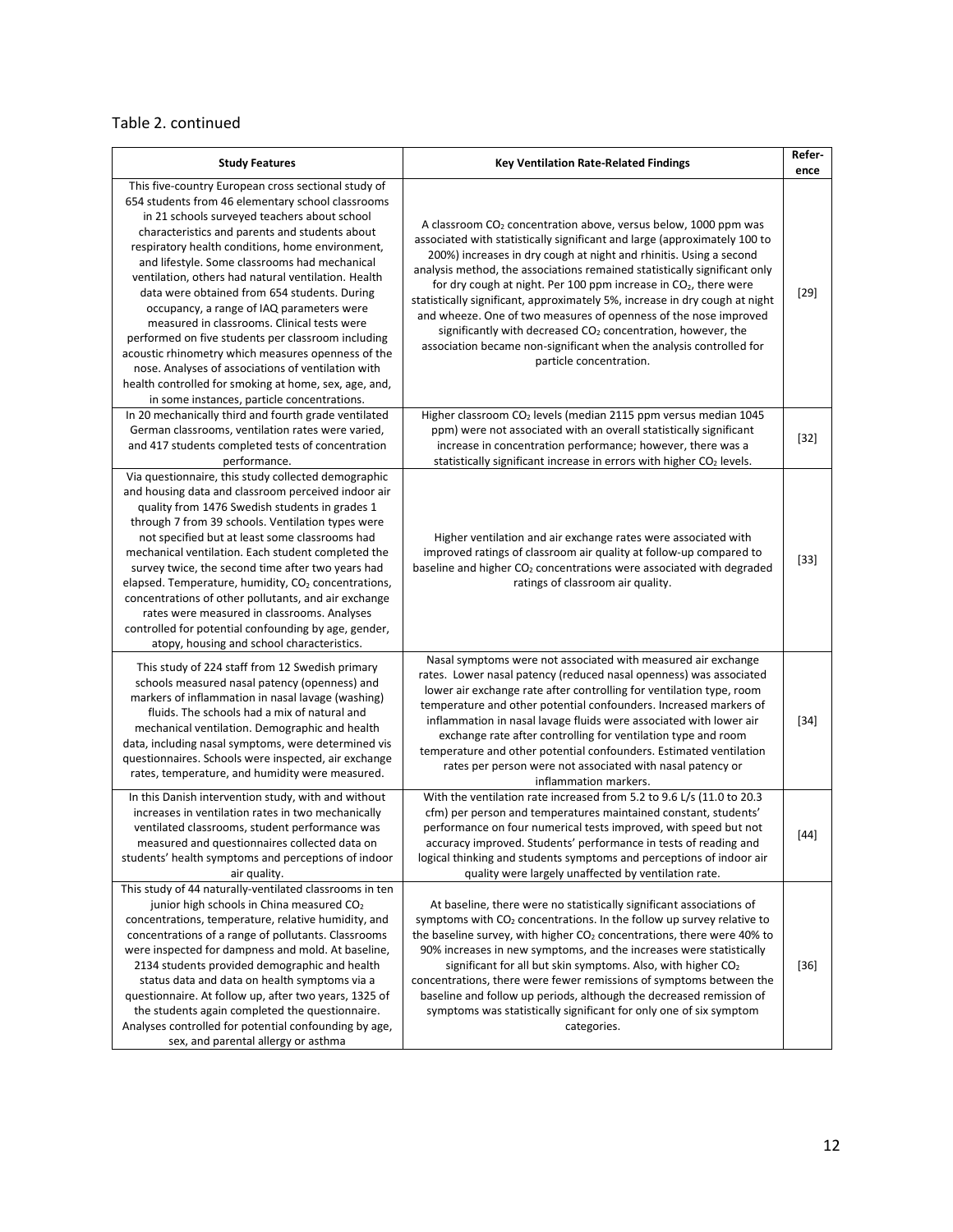Table 2. continued

| Study Features | Key Ventilation Rate-Related Findings | Reference |
|---|---|---|
| This five-country European cross sectional study of 654 students from 46 elementary school classrooms in 21 schools surveyed teachers about school characteristics and parents and students about respiratory health conditions, home environment, and lifestyle. Some classrooms had mechanical ventilation, others had natural ventilation. Health data were obtained from 654 students. During occupancy, a range of IAQ parameters were measured in classrooms. Clinical tests were performed on five students per classroom including acoustic rhinometry which measures openness of the nose. Analyses of associations of ventilation with health controlled for smoking at home, sex, age, and, in some instances, particle concentrations. | A classroom $CO_2$ concentration above, versus below, 1000 ppm was associated with statistically significant and large (approximately 100 to 200%) increases in dry cough at night and rhinitis. Using a second analysis method, the associations remained statistically significant only for dry cough at night. Per 100 ppm increase in $CO_2$, there were statistically significant, approximately 5%, increase in dry cough at night and wheeze. One of two measures of openness of the nose improved significantly with decreased $CO_2$ concentration, however, the association became non-significant when the analysis controlled for particle concentration. | [29] |
| In 20 mechanically third and fourth grade ventilated German classrooms, ventilation rates were varied, and 417 students completed tests of concentration performance. | Higher classroom $CO_2$ levels (median 2115 ppm versus median 1045 ppm) were not associated with an overall statistically significant increase in concentration performance; however, there was a statistically significant increase in errors with higher $CO_2$ levels. | [32] |
| Via questionnaire, this study collected demographic and housing data and classroom perceived indoor air quality from 1476 Swedish students in grades 1 through 7 from 39 schools. Ventilation types were not specified but at least some classrooms had mechanical ventilation. Each student completed the survey twice, the second time after two years had elapsed. Temperature, humidity, $CO_2$ concentrations, concentrations of other pollutants, and air exchange rates were measured in classrooms. Analyses controlled for potential confounding by age, gender, atopy, housing and school characteristics. | Higher ventilation and air exchange rates were associated with improved ratings of classroom air quality at follow-up compared to baseline and higher $CO_2$ concentrations were associated with degraded ratings of classroom air quality. | [33] |
| This study of 224 staff from 12 Swedish primary schools measured nasal patency (openness) and markers of inflammation in nasal lavage (washing) fluids. The schools had a mix of natural and mechanical ventilation. Demographic and health data, including nasal symptoms, were determined vis questionnaires. Schools were inspected, air exchange rates, temperature, and humidity were measured. | Nasal symptoms were not associated with measured air exchange rates. Lower nasal patency (reduced nasal openness) was associated lower air exchange rate after controlling for ventilation type, room temperature and other potential confounders. Increased markers of inflammation in nasal lavage fluids were associated with lower air exchange rate after controlling for ventilation type and room temperature and other potential confounders. Estimated ventilation rates per person were not associated with nasal patency or inflammation markers. | [34] |
| In this Danish intervention study, with and without increases in ventilation rates in two mechanically ventilated classrooms, student performance was measured and questionnaires collected data on students' health symptoms and perceptions of indoor air quality. | With the ventilation rate increased from 5.2 to 9.6 L/s (11.0 to 20.3 cfm) per person and temperatures maintained constant, students' performance on four numerical tests improved, with speed but not accuracy improved. Students' performance in tests of reading and logical thinking and students symptoms and perceptions of indoor air quality were largely unaffected by ventilation rate. | [44] |
| This study of 44 naturally-ventilated classrooms in ten junior high schools in China measured $CO_2$ concentrations, temperature, relative humidity, and concentrations of a range of pollutants. Classrooms were inspected for dampness and mold. At baseline, 2134 students provided demographic and health status data and data on health symptoms via a questionnaire. At follow up, after two years, 1325 of the students again completed the questionnaire. Analyses controlled for potential confounding by age, sex, and parental allergy or asthma | At baseline, there were no statistically significant associations of symptoms with $CO_2$ concentrations. In the follow up survey relative to the baseline survey, with higher $CO_2$ concentrations, there were 40% to 90% increases in new symptoms, and the increases were statistically significant for all but skin symptoms. Also, with higher $CO_2$ concentrations, there were fewer remissions of symptoms between the baseline and follow up periods, although the decreased remission of symptoms was statistically significant for only one of six symptom categories. | [36] |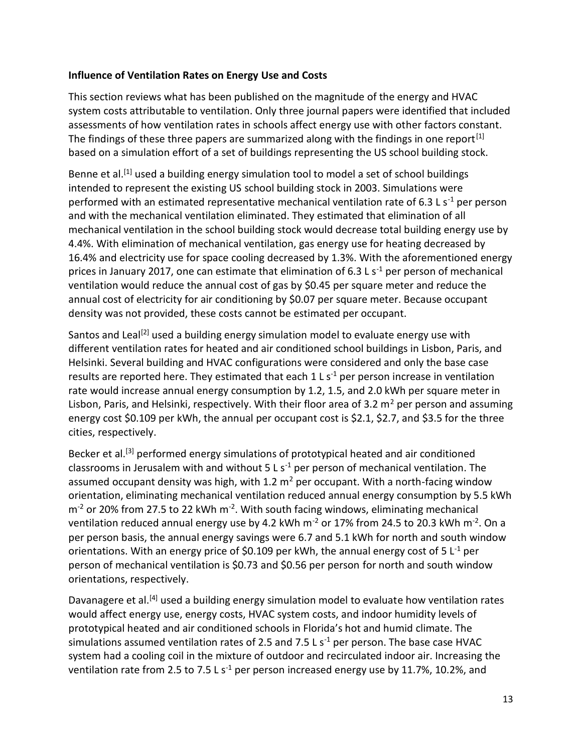**Influence of Ventilation Rates on Energy Use and Costs**

This section reviews what has been published on the magnitude of the energy and HVAC system costs attributable to ventilation. Only three journal papers were identified that included assessments of how ventilation rates in schools affect energy use with other factors constant. The findings of these three papers are summarized along with the findings in one report[1] based on a simulation effort of a set of buildings representing the US school building stock.

Benne et al.[1] used a building energy simulation tool to model a set of school buildings intended to represent the existing US school building stock in 2003. Simulations were performed with an estimated representative mechanical ventilation rate of 6.3 L $s^{-1}$ per person and with the mechanical ventilation eliminated. They estimated that elimination of all mechanical ventilation in the school building stock would decrease total building energy use by 4.4%. With elimination of mechanical ventilation, gas energy use for heating decreased by 16.4% and electricity use for space cooling decreased by 1.3%. With the aforementioned energy prices in January 2017, one can estimate that elimination of 6.3 L $s^{-1}$ per person of mechanical ventilation would reduce the annual cost of gas by $0.45 per square meter and reduce the annual cost of electricity for air conditioning by $0.07 per square meter. Because occupant density was not provided, these costs cannot be estimated per occupant.

Santos and Leal[2] used a building energy simulation model to evaluate energy use with different ventilation rates for heated and air conditioned school buildings in Lisbon, Paris, and Helsinki. Several building and HVAC configurations were considered and only the base case results are reported here. They estimated that each 1 L $s^{-1}$ per person increase in ventilation rate would increase annual energy consumption by 1.2, 1.5, and 2.0 kWh per square meter in Lisbon, Paris, and Helsinki, respectively. With their floor area of 3.2 $m^2$ per person and assuming energy cost $0.109 per kWh, the annual per occupant cost is $2.1, $2.7, and $3.5 for the three cities, respectively.

Becker et al.[3] performed energy simulations of prototypical heated and air conditioned classrooms in Jerusalem with and without 5 L $s^{-1}$ per person of mechanical ventilation. The assumed occupant density was high, with 1.2 $m^2$ per occupant. With a north-facing window orientation, eliminating mechanical ventilation reduced annual energy consumption by 5.5 kWh $m^{-2}$ or 20% from 27.5 to 22 kWh $m^{-2}$. With south facing windows, eliminating mechanical ventilation reduced annual energy use by 4.2 kWh $m^{-2}$ or 17% from 24.5 to 20.3 kWh $m^{-2}$. On a per person basis, the annual energy savings were 6.7 and 5.1 kWh for north and south window orientations. With an energy price of $0.109 per kWh, the annual energy cost of 5 $L^{-1}$ per person of mechanical ventilation is $0.73 and $0.56 per person for north and south window orientations, respectively.

Davanagere et al.[4] used a building energy simulation model to evaluate how ventilation rates would affect energy use, energy costs, HVAC system costs, and indoor humidity levels of prototypical heated and air conditioned schools in Florida's hot and humid climate. The simulations assumed ventilation rates of 2.5 and 7.5 L $s^{-1}$ per person. The base case HVAC system had a cooling coil in the mixture of outdoor and recirculated indoor air. Increasing the ventilation rate from 2.5 to 7.5 L $s^{-1}$ per person increased energy use by 11.7%, 10.2%, and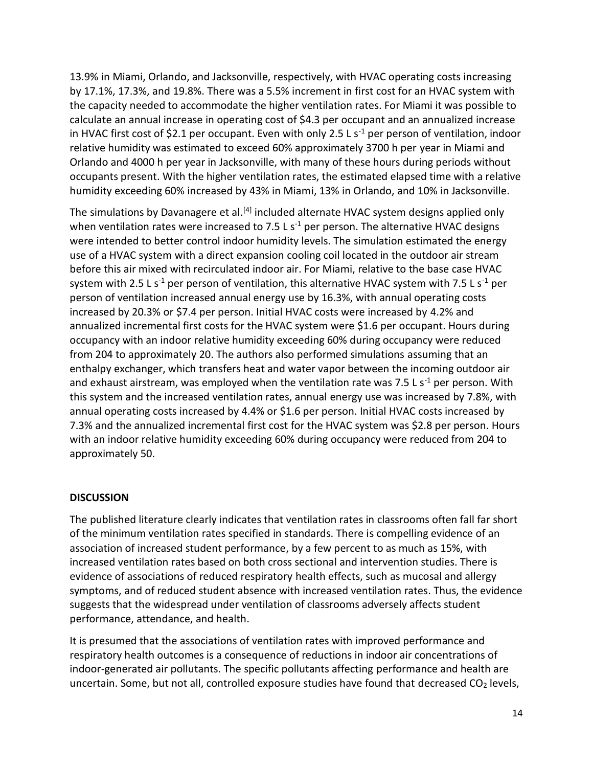13.9% in Miami, Orlando, and Jacksonville, respectively, with HVAC operating costs increasing by 17.1%, 17.3%, and 19.8%. There was a 5.5% increment in first cost for an HVAC system with the capacity needed to accommodate the higher ventilation rates. For Miami it was possible to calculate an annual increase in operating cost of \$4.3 per occupant and an annualized increase in HVAC first cost of \$2.1 per occupant. Even with only 2.5 L $s^{-1}$ per person of ventilation, indoor relative humidity was estimated to exceed 60% approximately 3700 h per year in Miami and Orlando and 4000 h per year in Jacksonville, with many of these hours during periods without occupants present. With the higher ventilation rates, the estimated elapsed time with a relative humidity exceeding 60% increased by 43% in Miami, 13% in Orlando, and 10% in Jacksonville.

The simulations by Davanagere et al.[4] included alternate HVAC system designs applied only when ventilation rates were increased to 7.5 L $s^{-1}$ per person. The alternative HVAC designs were intended to better control indoor humidity levels. The simulation estimated the energy use of a HVAC system with a direct expansion cooling coil located in the outdoor air stream before this air mixed with recirculated indoor air. For Miami, relative to the base case HVAC system with 2.5 L $s^{-1}$ per person of ventilation, this alternative HVAC system with 7.5 L $s^{-1}$ per person of ventilation increased annual energy use by 16.3%, with annual operating costs increased by 20.3% or \$7.4 per person. Initial HVAC costs were increased by 4.2% and annualized incremental first costs for the HVAC system were \$1.6 per occupant. Hours during occupancy with an indoor relative humidity exceeding 60% during occupancy were reduced from 204 to approximately 20. The authors also performed simulations assuming that an enthalpy exchanger, which transfers heat and water vapor between the incoming outdoor air and exhaust airstream, was employed when the ventilation rate was 7.5 L $s^{-1}$ per person. With this system and the increased ventilation rates, annual energy use was increased by 7.8%, with annual operating costs increased by 4.4% or \$1.6 per person. Initial HVAC costs increased by 7.3% and the annualized incremental first cost for the HVAC system was \$2.8 per person. Hours with an indoor relative humidity exceeding 60% during occupancy were reduced from 204 to approximately 50.

## DISCUSSION

The published literature clearly indicates that ventilation rates in classrooms often fall far short of the minimum ventilation rates specified in standards. There is compelling evidence of an association of increased student performance, by a few percent to as much as 15%, with increased ventilation rates based on both cross sectional and intervention studies. There is evidence of associations of reduced respiratory health effects, such as mucosal and allergy symptoms, and of reduced student absence with increased ventilation rates. Thus, the evidence suggests that the widespread under ventilation of classrooms adversely affects student performance, attendance, and health.

It is presumed that the associations of ventilation rates with improved performance and respiratory health outcomes is a consequence of reductions in indoor air concentrations of indoor-generated air pollutants. The specific pollutants affecting performance and health are uncertain. Some, but not all, controlled exposure studies have found that decreased $CO_2$ levels,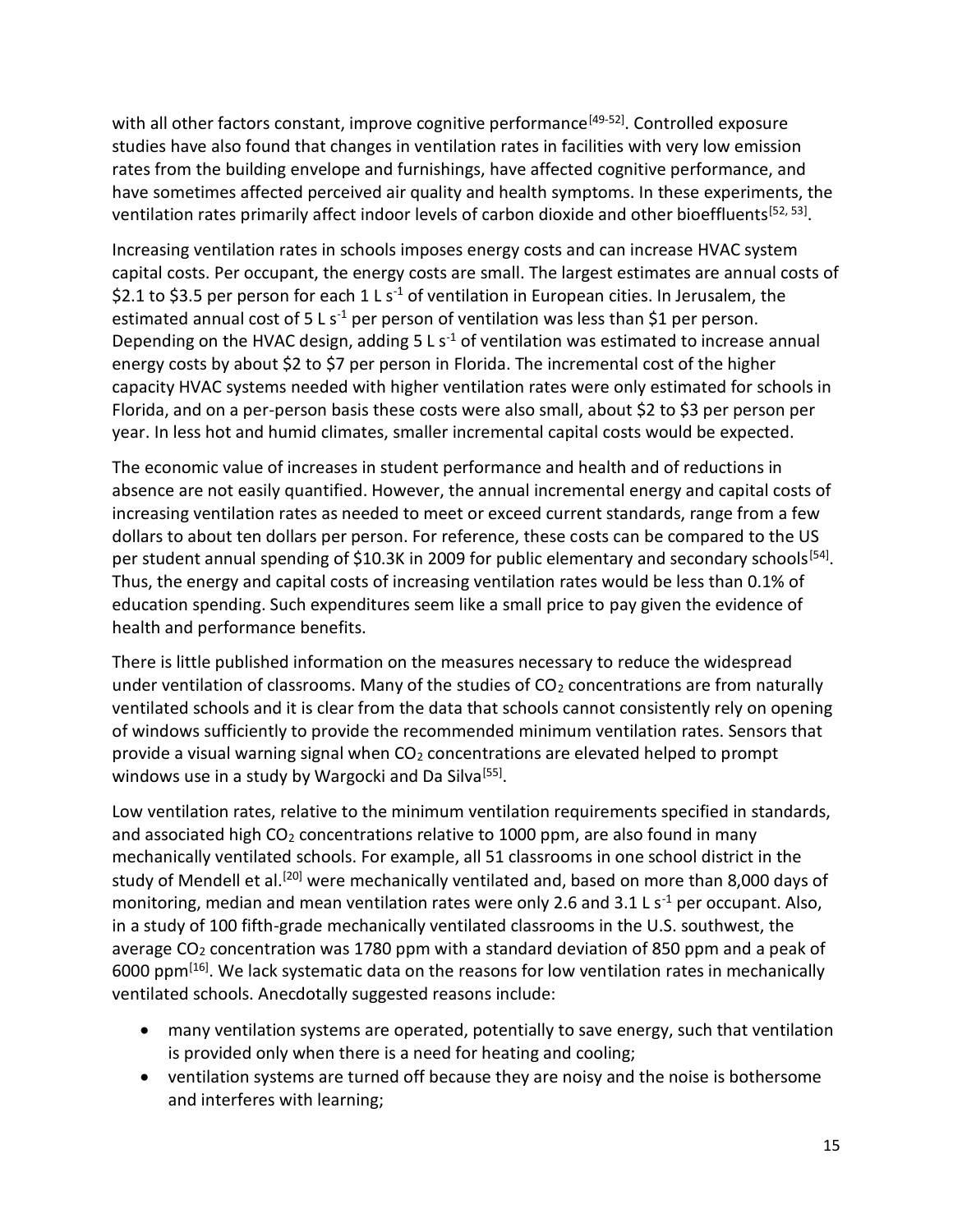with all other factors constant, improve cognitive performance[49-52]. Controlled exposure studies have also found that changes in ventilation rates in facilities with very low emission rates from the building envelope and furnishings, have affected cognitive performance, and have sometimes affected perceived air quality and health symptoms. In these experiments, the ventilation rates primarily affect indoor levels of carbon dioxide and other bioeffluents[52, 53].

Increasing ventilation rates in schools imposes energy costs and can increase HVAC system capital costs. Per occupant, the energy costs are small. The largest estimates are annual costs of \$2.1 to \$3.5 per person for each 1 L $s^{-1}$ of ventilation in European cities. In Jerusalem, the estimated annual cost of 5 L $s^{-1}$ per person of ventilation was less than \$1 per person. Depending on the HVAC design, adding 5 L $s^{-1}$ of ventilation was estimated to increase annual energy costs by about \$2 to \$7 per person in Florida. The incremental cost of the higher capacity HVAC systems needed with higher ventilation rates were only estimated for schools in Florida, and on a per-person basis these costs were also small, about \$2 to \$3 per person per year. In less hot and humid climates, smaller incremental capital costs would be expected.

The economic value of increases in student performance and health and of reductions in absence are not easily quantified. However, the annual incremental energy and capital costs of increasing ventilation rates as needed to meet or exceed current standards, range from a few dollars to about ten dollars per person. For reference, these costs can be compared to the US per student annual spending of \$10.3K in 2009 for public elementary and secondary schools[54]. Thus, the energy and capital costs of increasing ventilation rates would be less than 0.1% of education spending. Such expenditures seem like a small price to pay given the evidence of health and performance benefits.

There is little published information on the measures necessary to reduce the widespread under ventilation of classrooms. Many of the studies of $CO_2$ concentrations are from naturally ventilated schools and it is clear from the data that schools cannot consistently rely on opening of windows sufficiently to provide the recommended minimum ventilation rates. Sensors that provide a visual warning signal when $CO_2$ concentrations are elevated helped to prompt windows use in a study by Wargocki and Da Silva[55].

Low ventilation rates, relative to the minimum ventilation requirements specified in standards, and associated high $CO_2$ concentrations relative to 1000 ppm, are also found in many mechanically ventilated schools. For example, all 51 classrooms in one school district in the study of Mendell et al.[20] were mechanically ventilated and, based on more than 8,000 days of monitoring, median and mean ventilation rates were only 2.6 and 3.1 L $s^{-1}$ per occupant. Also, in a study of 100 fifth-grade mechanically ventilated classrooms in the U.S. southwest, the average $CO_2$ concentration was 1780 ppm with a standard deviation of 850 ppm and a peak of 6000 ppm[16]. We lack systematic data on the reasons for low ventilation rates in mechanically ventilated schools. Anecdotally suggested reasons include:

- many ventilation systems are operated, potentially to save energy, such that ventilation is provided only when there is a need for heating and cooling;
- ventilation systems are turned off because they are noisy and the noise is bothersome and interferes with learning;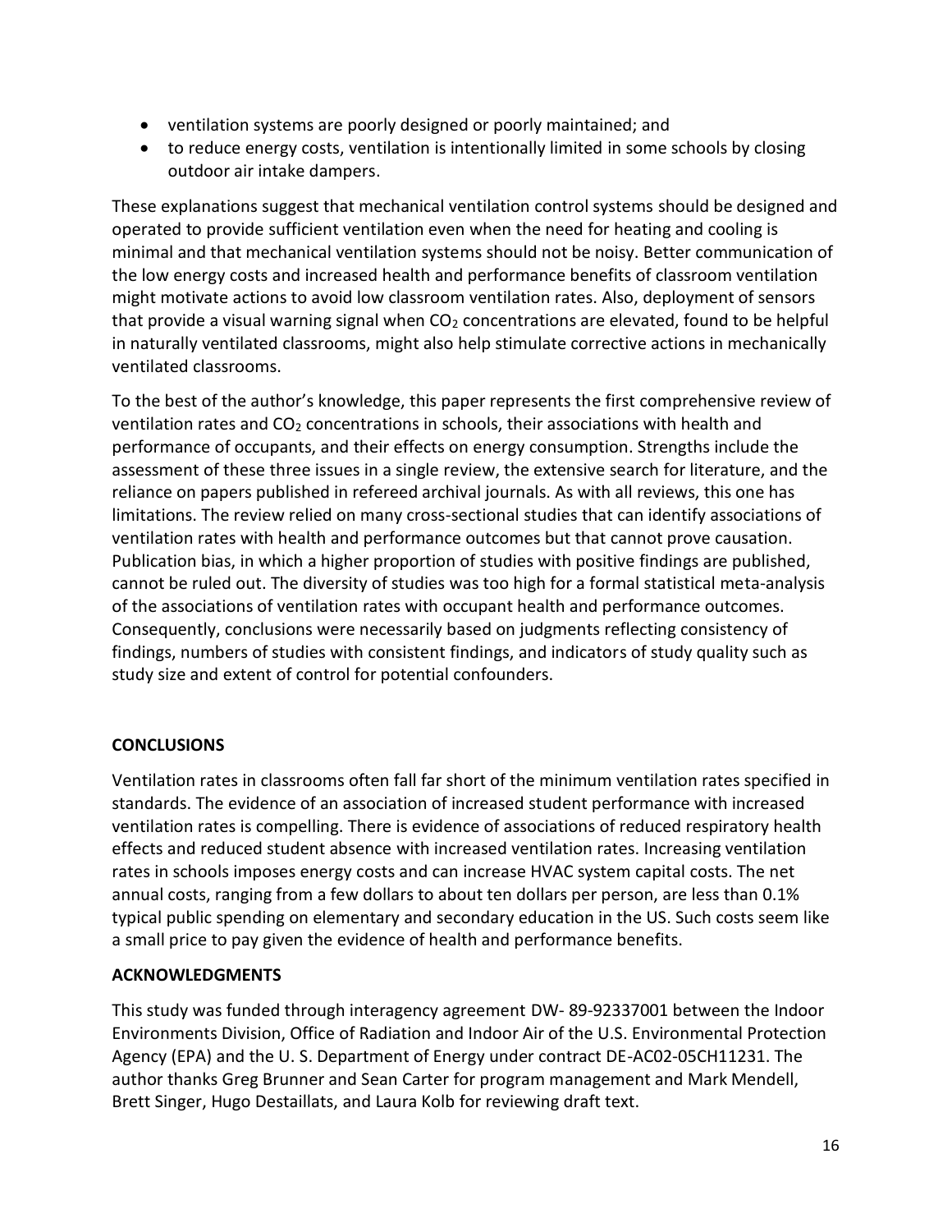- ventilation systems are poorly designed or poorly maintained; and
- to reduce energy costs, ventilation is intentionally limited in some schools by closing outdoor air intake dampers.

These explanations suggest that mechanical ventilation control systems should be designed and operated to provide sufficient ventilation even when the need for heating and cooling is minimal and that mechanical ventilation systems should not be noisy. Better communication of the low energy costs and increased health and performance benefits of classroom ventilation might motivate actions to avoid low classroom ventilation rates. Also, deployment of sensors that provide a visual warning signal when $CO_2$ concentrations are elevated, found to be helpful in naturally ventilated classrooms, might also help stimulate corrective actions in mechanically ventilated classrooms.

To the best of the author's knowledge, this paper represents the first comprehensive review of ventilation rates and $CO_2$ concentrations in schools, their associations with health and performance of occupants, and their effects on energy consumption. Strengths include the assessment of these three issues in a single review, the extensive search for literature, and the reliance on papers published in refereed archival journals. As with all reviews, this one has limitations. The review relied on many cross-sectional studies that can identify associations of ventilation rates with health and performance outcomes but that cannot prove causation. Publication bias, in which a higher proportion of studies with positive findings are published, cannot be ruled out. The diversity of studies was too high for a formal statistical meta-analysis of the associations of ventilation rates with occupant health and performance outcomes. Consequently, conclusions were necessarily based on judgments reflecting consistency of findings, numbers of studies with consistent findings, and indicators of study quality such as study size and extent of control for potential confounders.

## CONCLUSIONS

Ventilation rates in classrooms often fall far short of the minimum ventilation rates specified in standards. The evidence of an association of increased student performance with increased ventilation rates is compelling. There is evidence of associations of reduced respiratory health effects and reduced student absence with increased ventilation rates. Increasing ventilation rates in schools imposes energy costs and can increase HVAC system capital costs. The net annual costs, ranging from a few dollars to about ten dollars per person, are less than 0.1% typical public spending on elementary and secondary education in the US. Such costs seem like a small price to pay given the evidence of health and performance benefits.

## ACKNOWLEDGMENTS

This study was funded through interagency agreement DW- 89-92337001 between the Indoor Environments Division, Office of Radiation and Indoor Air of the U.S. Environmental Protection Agency (EPA) and the U. S. Department of Energy under contract DE-AC02-05CH11231. The author thanks Greg Brunner and Sean Carter for program management and Mark Mendell, Brett Singer, Hugo Destaillats, and Laura Kolb for reviewing draft text.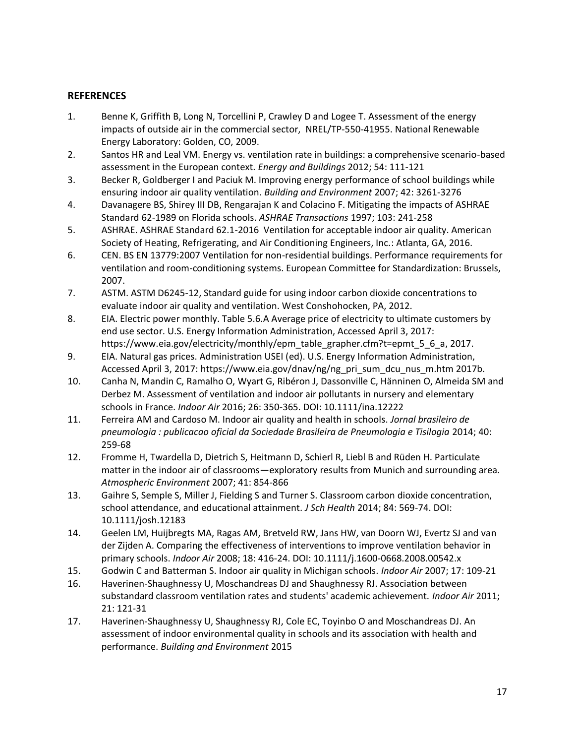## REFERENCES

1. Benne K, Griffith B, Long N, Torcellini P, Crawley D and Logee T. Assessment of the energy impacts of outside air in the commercial sector, NREL/TP-550-41955. National Renewable Energy Laboratory: Golden, CO, 2009.
2. Santos HR and Leal VM. Energy vs. ventilation rate in buildings: a comprehensive scenario-based assessment in the European context. *Energy and Buildings* 2012; 54: 111-121
3. Becker R, Goldberger I and Paciuk M. Improving energy performance of school buildings while ensuring indoor air quality ventilation. *Building and Environment* 2007; 42: 3261-3276
4. Davanagere BS, Shirey III DB, Rengarajan K and Colacino F. Mitigating the impacts of ASHRAE Standard 62-1989 on Florida schools. *ASHRAE Transactions* 1997; 103: 241-258
5. ASHRAE. ASHRAE Standard 62.1-2016 Ventilation for acceptable indoor air quality. American Society of Heating, Refrigerating, and Air Conditioning Engineers, Inc.: Atlanta, GA, 2016.
6. CEN. BS EN 13779:2007 Ventilation for non-residential buildings. Performance requirements for ventilation and room-conditioning systems. European Committee for Standardization: Brussels, 2007.
7. ASTM. ASTM D6245-12, Standard guide for using indoor carbon dioxide concentrations to evaluate indoor air quality and ventilation. West Conshohocken, PA, 2012.
8. EIA. Electric power monthly. Table 5.6.A Average price of electricity to ultimate customers by end use sector. U.S. Energy Information Administration, Accessed April 3, 2017: https://www.eia.gov/electricity/monthly/epm_table_grapher.cfm?t=epmt_5_6_a, 2017.
9. EIA. Natural gas prices. Administration USEI (ed). U.S. Energy Information Administration, Accessed April 3, 2017: https://www.eia.gov/dnav/ng/ng_pri_sum_dcu_nus_m.htm 2017b.
10. Canha N, Mandin C, Ramalho O, Wyart G, Ribéron J, Dassonville C, Hänninen O, Almeida SM and Derbez M. Assessment of ventilation and indoor air pollutants in nursery and elementary schools in France. *Indoor Air* 2016; 26: 350-365. DOI: 10.1111/ina.12222
11. Ferreira AM and Cardoso M. Indoor air quality and health in schools. *Jornal brasileiro de pneumologia : publicacao oficial da Sociedade Brasileira de Pneumologia e Tisilogia* 2014; 40: 259-68
12. Fromme H, Twardella D, Dietrich S, Heitmann D, Schierl R, Liebl B and Rüden H. Particulate matter in the indoor air of classrooms—exploratory results from Munich and surrounding area. *Atmospheric Environment* 2007; 41: 854-866
13. Gaihre S, Semple S, Miller J, Fielding S and Turner S. Classroom carbon dioxide concentration, school attendance, and educational attainment. *J Sch Health* 2014; 84: 569-74. DOI: 10.1111/josh.12183
14. Geelen LM, Huijbregts MA, Ragas AM, Bretveld RW, Jans HW, van Doorn WJ, Evertz SJ and van der Zijden A. Comparing the effectiveness of interventions to improve ventilation behavior in primary schools. *Indoor Air* 2008; 18: 416-24. DOI: 10.1111/j.1600-0668.2008.00542.x
15. Godwin C and Batterman S. Indoor air quality in Michigan schools. *Indoor Air* 2007; 17: 109-21
16. Haverinen-Shaughnessy U, Moschandreas DJ and Shaughnessy RJ. Association between substandard classroom ventilation rates and students' academic achievement. *Indoor Air* 2011; 21: 121-31
17. Haverinen-Shaughnessy U, Shaughnessy RJ, Cole EC, Toyinbo O and Moschandreas DJ. An assessment of indoor environmental quality in schools and its association with health and performance. *Building and Environment* 2015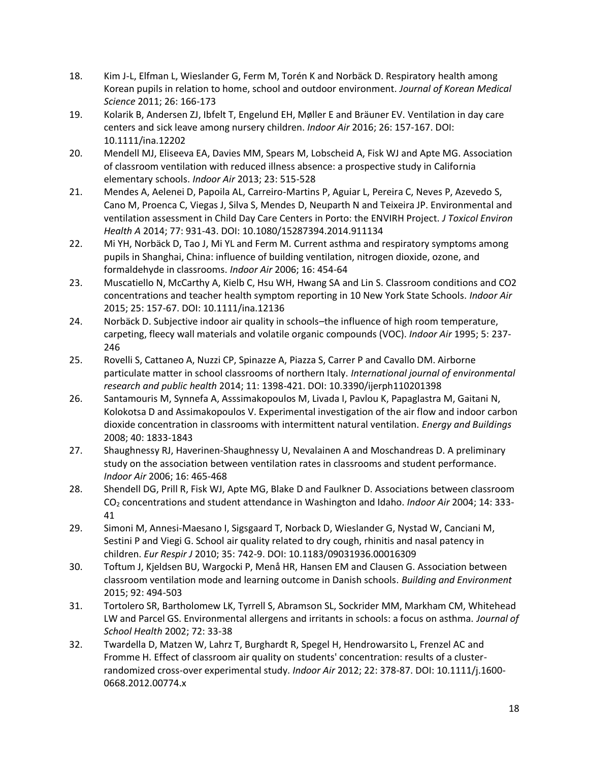18. Kim J-L, Elfman L, Wieslander G, Ferm M, Torén K and Norbäck D. Respiratory health among Korean pupils in relation to home, school and outdoor environment. *Journal of Korean Medical Science* 2011; 26: 166-173
19. Kolarik B, Andersen ZJ, Ibfelt T, Engelund EH, Møller E and Bräuner EV. Ventilation in day care centers and sick leave among nursery children. *Indoor Air* 2016; 26: 157-167. DOI: 10.1111/ina.12202
20. Mendell MJ, Eliseeva EA, Davies MM, Spears M, Lobscheid A, Fisk WJ and Apte MG. Association of classroom ventilation with reduced illness absence: a prospective study in California elementary schools. *Indoor Air* 2013; 23: 515-528
21. Mendes A, Aelenei D, Papoila AL, Carreiro-Martins P, Aguiar L, Pereira C, Neves P, Azevedo S, Cano M, Proenca C, Viegas J, Silva S, Mendes D, Neuparth N and Teixeira JP. Environmental and ventilation assessment in Child Day Care Centers in Porto: the ENVIRH Project. *J Toxicol Environ Health A* 2014; 77: 931-43. DOI: 10.1080/15287394.2014.911134
22. Mi YH, Norbäck D, Tao J, Mi YL and Ferm M. Current asthma and respiratory symptoms among pupils in Shanghai, China: influence of building ventilation, nitrogen dioxide, ozone, and formaldehyde in classrooms. *Indoor Air* 2006; 16: 454-64
23. Muscatiello N, McCarthy A, Kielb C, Hsu WH, Hwang SA and Lin S. Classroom conditions and CO2 concentrations and teacher health symptom reporting in 10 New York State Schools. *Indoor Air* 2015; 25: 157-67. DOI: 10.1111/ina.12136
24. Norbäck D. Subjective indoor air quality in schools–the influence of high room temperature, carpeting, fleecy wall materials and volatile organic compounds (VOC). *Indoor Air* 1995; 5: 237-246
25. Rovelli S, Cattaneo A, Nuzzi CP, Spinazze A, Piazza S, Carrer P and Cavallo DM. Airborne particulate matter in school classrooms of northern Italy. *International journal of environmental research and public health* 2014; 11: 1398-421. DOI: 10.3390/ijerph110201398
26. Santamouris M, Synnefa A, Asssimakopoulos M, Livada I, Pavlou K, Papaglastra M, Gaitani N, Kolokotsa D and Assimakopoulos V. Experimental investigation of the air flow and indoor carbon dioxide concentration in classrooms with intermittent natural ventilation. *Energy and Buildings* 2008; 40: 1833-1843
27. Shaughnessy RJ, Haverinen-Shaughnessy U, Nevalainen A and Moschandreas D. A preliminary study on the association between ventilation rates in classrooms and student performance. *Indoor Air* 2006; 16: 465-468
28. Shendell DG, Prill R, Fisk WJ, Apte MG, Blake D and Faulkner D. Associations between classroom $CO_2$ concentrations and student attendance in Washington and Idaho. *Indoor Air* 2004; 14: 333-41
29. Simoni M, Annesi-Maesano I, Sigsgaard T, Norback D, Wieslander G, Nystad W, Canciani M, Sestini P and Viegi G. School air quality related to dry cough, rhinitis and nasal patency in children. *Eur Respir J* 2010; 35: 742-9. DOI: 10.1183/09031936.00016309
30. Toftum J, Kjeldsen BU, Wargocki P, Menå HR, Hansen EM and Clausen G. Association between classroom ventilation mode and learning outcome in Danish schools. *Building and Environment* 2015; 92: 494-503
31. Tortolero SR, Bartholomew LK, Tyrrell S, Abramson SL, Sockrider MM, Markham CM, Whitehead LW and Parcel GS. Environmental allergens and irritants in schools: a focus on asthma. *Journal of School Health* 2002; 72: 33-38
32. Twardella D, Matzen W, Lahrz T, Burghardt R, Spegel H, Hendrowarsito L, Frenzel AC and Fromme H. Effect of classroom air quality on students' concentration: results of a cluster-randomized cross-over experimental study. *Indoor Air* 2012; 22: 378-87. DOI: 10.1111/j.1600-0668.2012.00774.x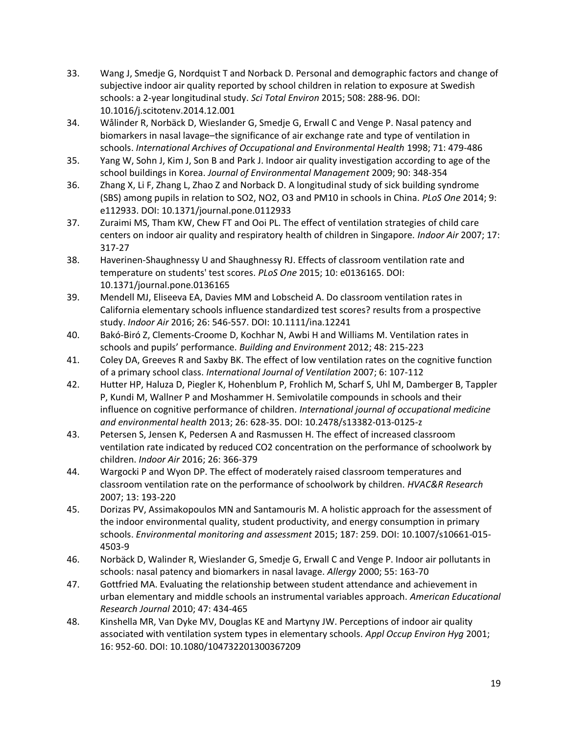33. Wang J, Smedje G, Nordquist T and Norback D. Personal and demographic factors and change of subjective indoor air quality reported by school children in relation to exposure at Swedish schools: a 2-year longitudinal study. *Sci Total Environ* 2015; 508: 288-96. DOI: 10.1016/j.scitotenv.2014.12.001
34. Wålinder R, Norbäck D, Wieslander G, Smedje G, Erwall C and Venge P. Nasal patency and biomarkers in nasal lavage–the significance of air exchange rate and type of ventilation in schools. *International Archives of Occupational and Environmental Health* 1998; 71: 479-486
35. Yang W, Sohn J, Kim J, Son B and Park J. Indoor air quality investigation according to age of the school buildings in Korea. *Journal of Environmental Management* 2009; 90: 348-354
36. Zhang X, Li F, Zhang L, Zhao Z and Norback D. A longitudinal study of sick building syndrome (SBS) among pupils in relation to SO2, NO2, O3 and PM10 in schools in China. *PLoS One* 2014; 9: e112933. DOI: 10.1371/journal.pone.0112933
37. Zuraimi MS, Tham KW, Chew FT and Ooi PL. The effect of ventilation strategies of child care centers on indoor air quality and respiratory health of children in Singapore. *Indoor Air* 2007; 17: 317-27
38. Haverinen-Shaughnessy U and Shaughnessy RJ. Effects of classroom ventilation rate and temperature on students' test scores. *PLoS One* 2015; 10: e0136165. DOI: 10.1371/journal.pone.0136165
39. Mendell MJ, Eliseeva EA, Davies MM and Lobscheid A. Do classroom ventilation rates in California elementary schools influence standardized test scores? results from a prospective study. *Indoor Air* 2016; 26: 546-557. DOI: 10.1111/ina.12241
40. Bakó-Biró Z, Clements-Croome D, Kochhar N, Awbi H and Williams M. Ventilation rates in schools and pupils' performance. *Building and Environment* 2012; 48: 215-223
41. Coley DA, Greeves R and Saxby BK. The effect of low ventilation rates on the cognitive function of a primary school class. *International Journal of Ventilation* 2007; 6: 107-112
42. Hutter HP, Haluza D, Piegler K, Hohenblum P, Frohlich M, Scharf S, Uhl M, Damberger B, Tappler P, Kundi M, Wallner P and Moshammer H. Semivolatile compounds in schools and their influence on cognitive performance of children. *International journal of occupational medicine and environmental health* 2013; 26: 628-35. DOI: 10.2478/s13382-013-0125-z
43. Petersen S, Jensen K, Pedersen A and Rasmussen H. The effect of increased classroom ventilation rate indicated by reduced CO2 concentration on the performance of schoolwork by children. *Indoor Air* 2016; 26: 366-379
44. Wargocki P and Wyon DP. The effect of moderately raised classroom temperatures and classroom ventilation rate on the performance of schoolwork by children. *HVAC&R Research* 2007; 13: 193-220
45. Dorizas PV, Assimakopoulos MN and Santamouris M. A holistic approach for the assessment of the indoor environmental quality, student productivity, and energy consumption in primary schools. *Environmental monitoring and assessment* 2015; 187: 259. DOI: 10.1007/s10661-015-4503-9
46. Norbäck D, Walinder R, Wieslander G, Smedje G, Erwall C and Venge P. Indoor air pollutants in schools: nasal patency and biomarkers in nasal lavage. *Allergy* 2000; 55: 163-70
47. Gottfried MA. Evaluating the relationship between student attendance and achievement in urban elementary and middle schools an instrumental variables approach. *American Educational Research Journal* 2010; 47: 434-465
48. Kinshella MR, Van Dyke MV, Douglas KE and Martyny JW. Perceptions of indoor air quality associated with ventilation system types in elementary schools. *Appl Occup Environ Hyg* 2001; 16: 952-60. DOI: 10.1080/104732201300367209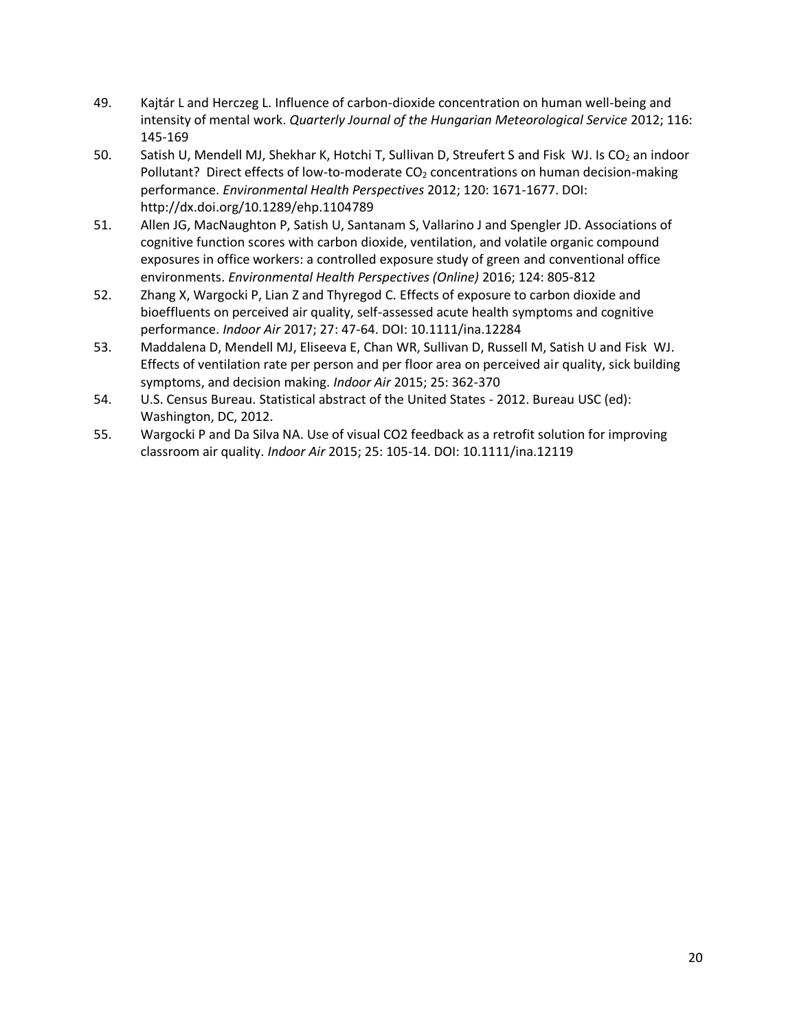49. Kajtár L and Herczeg L. Influence of carbon-dioxide concentration on human well-being and intensity of mental work. *Quarterly Journal of the Hungarian Meteorological Service* 2012; 116: 145-169
50. Satish U, Mendell MJ, Shekhar K, Hotchi T, Sullivan D, Streufert S and Fisk WJ. Is $CO_2$ an indoor Pollutant? Direct effects of low-to-moderate $CO_2$ concentrations on human decision-making performance. *Environmental Health Perspectives* 2012; 120: 1671-1677. DOI: http://dx.doi.org/10.1289/ehp.1104789
51. Allen JG, MacNaughton P, Satish U, Santanam S, Vallarino J and Spengler JD. Associations of cognitive function scores with carbon dioxide, ventilation, and volatile organic compound exposures in office workers: a controlled exposure study of green and conventional office environments. *Environmental Health Perspectives (Online)* 2016; 124: 805-812
52. Zhang X, Wargocki P, Lian Z and Thyregod C. Effects of exposure to carbon dioxide and bioeffluents on perceived air quality, self-assessed acute health symptoms and cognitive performance. *Indoor Air* 2017; 27: 47-64. DOI: 10.1111/ina.12284
53. Maddalena D, Mendell MJ, Eliseeva E, Chan WR, Sullivan D, Russell M, Satish U and Fisk WJ. Effects of ventilation rate per person and per floor area on perceived air quality, sick building symptoms, and decision making. *Indoor Air* 2015; 25: 362-370
54. U.S. Census Bureau. Statistical abstract of the United States - 2012. Bureau USC (ed): Washington, DC, 2012.
55. Wargocki P and Da Silva NA. Use of visual CO2 feedback as a retrofit solution for improving classroom air quality. *Indoor Air* 2015; 25: 105-14. DOI: 10.1111/ina.12119